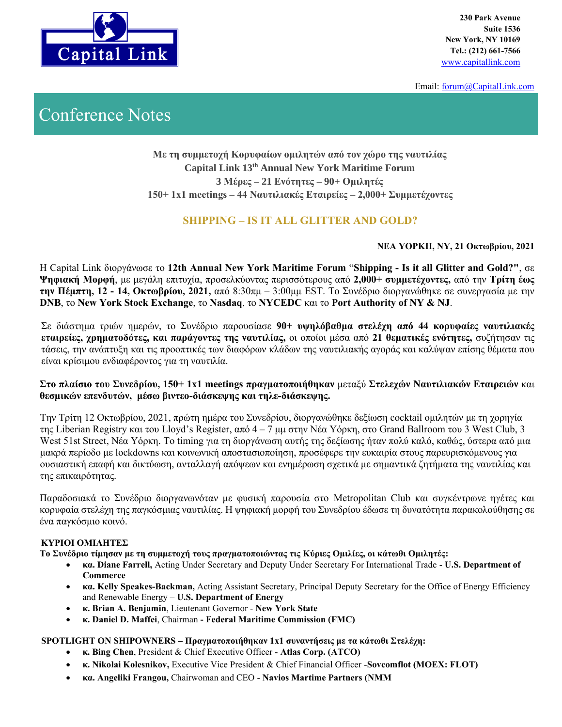Capital Link

230 Park Avenue
Suite 1536
New York, NY 10169
Tel.: (212) 661-7566
www.capitallink.com

Email: forum@CapitalLink.com

# Conference Notes

**Με τη συμμετοχή Κορυφαίων ομιλητών από τον χώρο της ναυτιλίας**
**Capital Link 13th Annual New York Maritime Forum**
**3 Μέρες – 21 Ενότητες – 90+ Ομιλητές**
**150+ 1x1 meetings – 44 Ναυτιλιακές Εταιρείες – 2,000+ Συμμετέχοντες**

## SHIPPING – IS IT ALL GLITTER AND GOLD?

**ΝΕΑ ΥΟΡΚΗ, NY, 21 Οκτωβρίου, 2021**

Η Capital Link διοργάνωσε το **12th Annual New York Maritime Forum** "**Shipping - Is it all Glitter and Gold?"**, σε **Ψηφιακή Μορφή**, με μεγάλη επιτυχία, προσελκύοντας περισσότερους από **2,000+ συμμετέχοντες,** από την **Τρίτη έως την Πέμπτη, 12 - 14, Οκτωβρίου, 2021,** από 8:30πμ – 3:00μμ EST. Το Συνέδριο διοργανώθηκε σε συνεργασία με την **DNB**, το **New York Stock Exchange**, το **Nasdaq**, το **NYCEDC** και το **Port Authority of NY & NJ**.

Σε διάστημα τριών ημερών, το Συνέδριο παρουσίασε **90+ υψηλόβαθμα στελέχη από 44 κορυφαίες ναυτιλιακές εταιρείες, χρηματοδότες, και παράγοντες της ναυτιλίας,** οι οποίοι μέσα από **21 θεματικές ενότητες,** συζήτησαν τις τάσεις, την ανάπτυξη και τις προοπτικές των διαφόρων κλάδων της ναυτιλιακής αγοράς και καλύψαν επίσης θέματα που είναι κρίσιμου ενδιαφέροντος για τη ναυτιλία.

**Στο πλαίσιο του Συνεδρίου, 150+ 1x1 meetings πραγματοποιήθηκαν** μεταξύ **Στελεχών Ναυτιλιακών Εταιρειών** και **θεσμικών επενδυτών, μέσω βιντεο-διάσκεψης και τηλε-διάσκεψης.**

Την Τρίτη 12 Οκτωβρίου, 2021, πρώτη ημέρα του Συνεδρίου, διοργανώθηκε δεξίωση cocktail ομιλητών με τη χορηγία της Liberian Registry και του Lloyd's Register, από 4 – 7 μμ στην Νέα Υόρκη, στο Grand Ballroom του 3 West Club, 3 West 51st Street, Νέα Υόρκη. Το timing για τη διοργάνωση αυτής της δεξίωσης ήταν πολύ καλό, καθώς, ύστερα από μια μακρά περίοδο με lockdowns και κοινωνική αποστασιοποίηση, προσέφερε την ευκαιρία στους παρευρισκόμενους για ουσιαστική επαφή και δικτύωση, ανταλλαγή απόψεων και ενημέρωση σχετικά με σημαντικά ζητήματα της ναυτιλίας και της επικαιρότητας.

Παραδοσιακά το Συνέδριο διοργανωνόταν με φυσική παρουσία στο Metropolitan Club και συγκέντρωνε ηγέτες και κορυφαία στελέχη της παγκόσμιας ναυτιλίας. Η ψηφιακή μορφή του Συνεδρίου έδωσε τη δυνατότητα παρακολούθησης σε ένα παγκόσμιο κοινό.

**ΚΥΡΙΟΙ ΟΜΙΛΗΤΕΣ**
**Το Συνέδριο τίμησαν με τη συμμετοχή τους πραγματοποιώντας τις Κύριες Ομιλίες, οι κάτωθι Ομιλητές:**

- **κα. Diane Farrell,** Acting Under Secretary and Deputy Under Secretary For International Trade - **U.S. Department of Commerce**
- **κα. Kelly Speakes-Backman,** Acting Assistant Secretary, Principal Deputy Secretary for the Office of Energy Efficiency and Renewable Energy – **U.S. Department of Energy**
- **κ. Brian A. Benjamin**, Lieutenant Governor - **New York State**
- **κ. Daniel D. Maffei**, Chairman **- Federal Maritime Commission (FMC)**

**SPOTLIGHT ON SHIPOWNERS – Πραγματοποιήθηκαν 1x1 συναντήσεις με τα κάτωθι Στελέχη:**

- **κ. Bing Chen**, President & Chief Executive Officer - **Atlas Corp. (ATCO)**
- **κ. Nikolai Kolesnikov,** Executive Vice President & Chief Financial Officer -**Sovcomflot (MOEX: FLOT)**
- **κα. Angeliki Frangou,** Chairwoman and CEO - **Navios Martime Partners (NMM**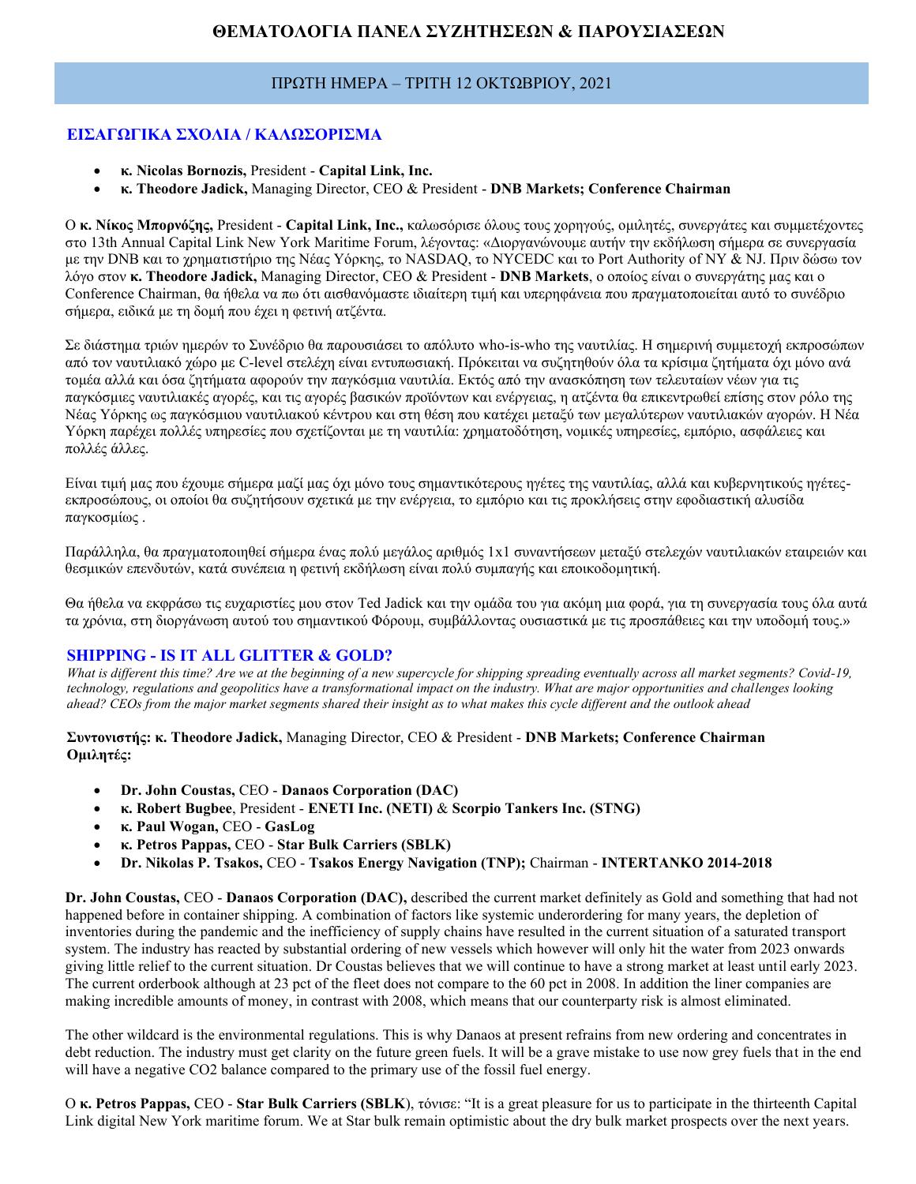# ΘΕΜΑΤΟΛΟΓΙΑ ΠΑΝΕΛ ΣΥΖΗΤΗΣΕΩΝ & ΠΑΡΟΥΣΙΑΣΕΩΝ

## ΠΡΩΤΗ ΗΜΕΡΑ – ΤΡΙΤΗ 12 ΟΚΤΩΒΡΙΟΥ, 2021

### ΕΙΣΑΓΩΓΙΚΑ ΣΧΟΛΙΑ / ΚΑΛΩΣΟΡΙΣΜΑ

- **κ. Nicolas Bornozis,** President - **Capital Link, Inc.**
- **κ. Theodore Jadick,** Managing Director, CEO & President - **DNB Markets; Conference Chairman**

Ο **κ. Νίκος Μπορνόζης,** President - **Capital Link, Inc.,** καλωσόρισε όλους τους χορηγούς, ομιλητές, συνεργάτες και συμμετέχοντες στο 13th Annual Capital Link New York Maritime Forum, λέγοντας: «Διοργανώνουμε αυτήν την εκδήλωση σήμερα σε συνεργασία με την DNB και το χρηματιστήριο της Νέας Υόρκης, το NASDAQ, το NYCEDC και το Port Authority of NY & NJ. Πριν δώσω τον λόγο στον **κ. Theodore Jadick,** Managing Director, CEO & President - **DNB Markets**, ο οποίος είναι ο συνεργάτης μας και ο Conference Chairman, θα ήθελα να πω ότι αισθανόμαστε ιδιαίτερη τιμή και υπερηφάνεια που πραγματοποιείται αυτό το συνέδριο σήμερα, ειδικά με τη δομή που έχει η φετινή ατζέντα.

Σε διάστημα τριών ημερών το Συνέδριο θα παρουσιάσει το απόλυτο who-is-who της ναυτιλίας. Η σημερινή συμμετοχή εκπροσώπων από τον ναυτιλιακό χώρο με C-level στελέχη είναι εντυπωσιακή. Πρόκειται να συζητηθούν όλα τα κρίσιμα ζητήματα όχι μόνο ανά τομέα αλλά και όσα ζητήματα αφορούν την παγκόσμια ναυτιλία. Εκτός από την ανασκόπηση των τελευταίων νέων για τις παγκόσμιες ναυτιλιακές αγορές, και τις αγορές βασικών προϊόντων και ενέργειας, η ατζέντα θα επικεντρωθεί επίσης στον ρόλο της Νέας Υόρκης ως παγκόσμιου ναυτιλιακού κέντρου και στη θέση που κατέχει μεταξύ των μεγαλύτερων ναυτιλιακών αγορών. Η Νέα Υόρκη παρέχει πολλές υπηρεσίες που σχετίζονται με τη ναυτιλία: χρηματοδότηση, νομικές υπηρεσίες, εμπόριο, ασφάλειες και πολλές άλλες.

Είναι τιμή μας που έχουμε σήμερα μαζί μας όχι μόνο τους σημαντικότερους ηγέτες της ναυτιλίας, αλλά και κυβερνητικούς ηγέτες-εκπροσώπους, οι οποίοι θα συζητήσουν σχετικά με την ενέργεια, το εμπόριο και τις προκλήσεις στην εφοδιαστική αλυσίδα παγκοσμίως .

Παράλληλα, θα πραγματοποιηθεί σήμερα ένας πολύ μεγάλος αριθμός 1x1 συναντήσεων μεταξύ στελεχών ναυτιλιακών εταιρειών και θεσμικών επενδυτών, κατά συνέπεια η φετινή εκδήλωση είναι πολύ συμπαγής και εποικοδομητική.

Θα ήθελα να εκφράσω τις ευχαριστίες μου στον Ted Jadick και την ομάδα του για ακόμη μια φορά, για τη συνεργασία τους όλα αυτά τα χρόνια, στη διοργάνωση αυτού του σημαντικού Φόρουμ, συμβάλλοντας ουσιαστικά με τις προσπάθειες και την υποδομή τους.»

### SHIPPING - IS IT ALL GLITTER & GOLD?

*What is different this time? Are we at the beginning of a new supercycle for shipping spreading eventually across all market segments? Covid-19, technology, regulations and geopolitics have a transformational impact on the industry. What are major opportunities and challenges looking ahead? CEOs from the major market segments shared their insight as to what makes this cycle different and the outlook ahead*

**Συντονιστής: κ. Theodore Jadick,** Managing Director, CEO & President - **DNB Markets; Conference Chairman**
**Ομιλητές:**

- **Dr. John Coustas,** CEO - **Danaos Corporation (DAC)**
- **κ. Robert Bugbee**, President - **ENETI Inc. (NETI)** & **Scorpio Tankers Inc. (STNG)**
- **κ. Paul Wogan,** CEO - **GasLog**
- **κ. Petros Pappas,** CEO - **Star Bulk Carriers (SBLK)**
- **Dr. Nikolas P. Tsakos,** CEO - **Tsakos Energy Navigation (TNP);** Chairman - **INTERTANKO 2014-2018**

**Dr. John Coustas,** CEO - **Danaos Corporation (DAC),** described the current market definitely as Gold and something that had not happened before in container shipping. A combination of factors like systemic underordering for many years, the depletion of inventories during the pandemic and the inefficiency of supply chains have resulted in the current situation of a saturated transport system. The industry has reacted by substantial ordering of new vessels which however will only hit the water from 2023 onwards giving little relief to the current situation. Dr Coustas believes that we will continue to have a strong market at least until early 2023. The current orderbook although at 23 pct of the fleet does not compare to the 60 pct in 2008. In addition the liner companies are making incredible amounts of money, in contrast with 2008, which means that our counterparty risk is almost eliminated.

The other wildcard is the environmental regulations. This is why Danaos at present refrains from new ordering and concentrates in debt reduction. The industry must get clarity on the future green fuels. It will be a grave mistake to use now grey fuels that in the end will have a negative $CO_2$ balance compared to the primary use of the fossil fuel energy.

Ο **κ. Petros Pappas,** CEO - **Star Bulk Carriers (SBLK**), τόνισε: "It is a great pleasure for us to participate in the thirteenth Capital Link digital New York maritime forum. We at Star bulk remain optimistic about the dry bulk market prospects over the next years.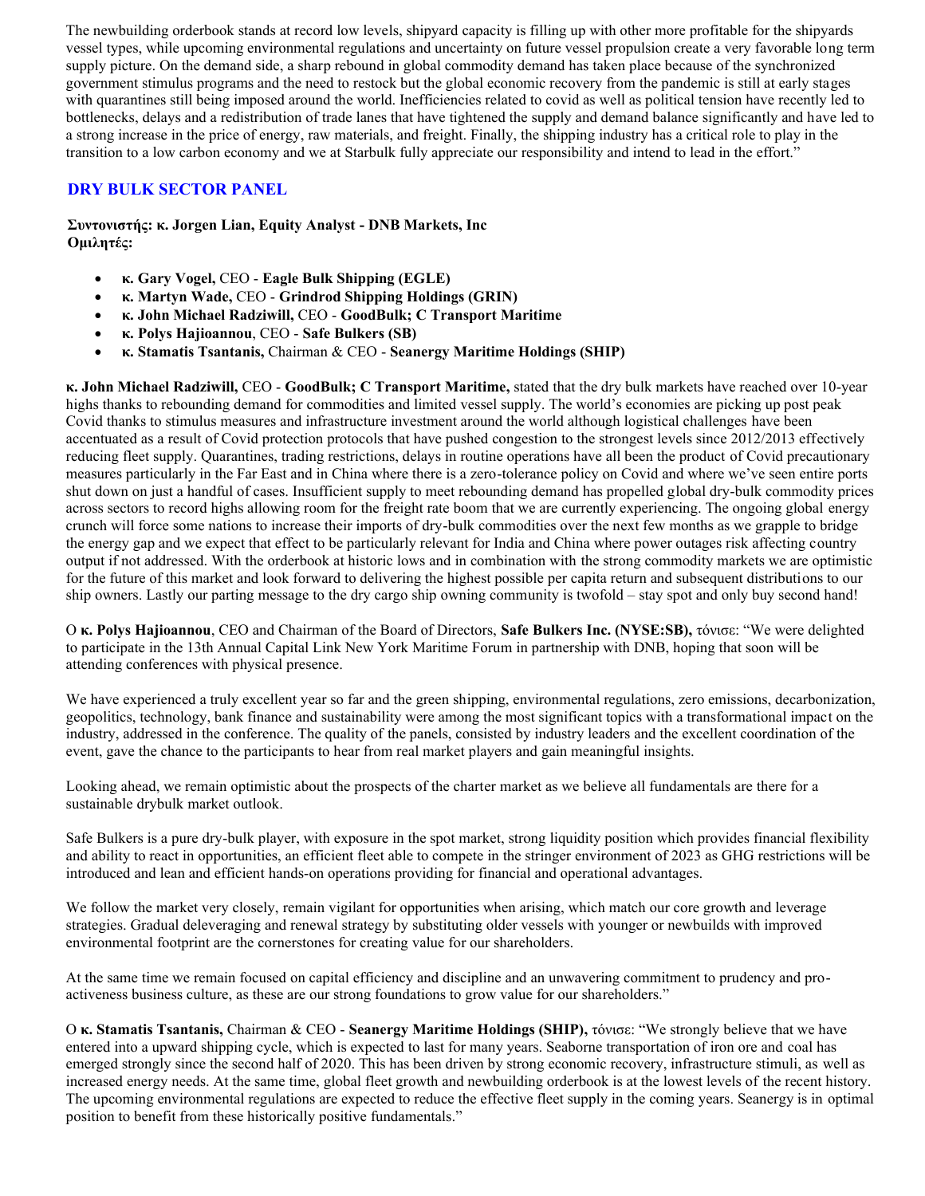The newbuilding orderbook stands at record low levels, shipyard capacity is filling up with other more profitable for the shipyards vessel types, while upcoming environmental regulations and uncertainty on future vessel propulsion create a very favorable long term supply picture. On the demand side, a sharp rebound in global commodity demand has taken place because of the synchronized government stimulus programs and the need to restock but the global economic recovery from the pandemic is still at early stages with quarantines still being imposed around the world. Inefficiencies related to covid as well as political tension have recently led to bottlenecks, delays and a redistribution of trade lanes that have tightened the supply and demand balance significantly and have led to a strong increase in the price of energy, raw materials, and freight. Finally, the shipping industry has a critical role to play in the transition to a low carbon economy and we at Starbulk fully appreciate our responsibility and intend to lead in the effort."

## DRY BULK SECTOR PANEL

**Συντονιστής: κ. Jorgen Lian, Equity Analyst - DNB Markets, Inc**
**Ομιλητές:**

- **κ. Gary Vogel,** CEO - **Eagle Bulk Shipping (EGLE)**
- **κ. Martyn Wade,** CEO - **Grindrod Shipping Holdings (GRIN)**
- **κ. John Michael Radziwill,** CEO - **GoodBulk; C Transport Maritime**
- **κ. Polys Hajioannou**, CEO - **Safe Bulkers (SB)**
- **κ. Stamatis Tsantanis,** Chairman & CEO - **Seanergy Maritime Holdings (SHIP)**

**κ. John Michael Radziwill,** CEO - **GoodBulk; C Transport Maritime,** stated that the dry bulk markets have reached over 10-year highs thanks to rebounding demand for commodities and limited vessel supply. The world's economies are picking up post peak Covid thanks to stimulus measures and infrastructure investment around the world although logistical challenges have been accentuated as a result of Covid protection protocols that have pushed congestion to the strongest levels since 2012/2013 effectively reducing fleet supply. Quarantines, trading restrictions, delays in routine operations have all been the product of Covid precautionary measures particularly in the Far East and in China where there is a zero-tolerance policy on Covid and where we've seen entire ports shut down on just a handful of cases. Insufficient supply to meet rebounding demand has propelled global dry-bulk commodity prices across sectors to record highs allowing room for the freight rate boom that we are currently experiencing. The ongoing global energy crunch will force some nations to increase their imports of dry-bulk commodities over the next few months as we grapple to bridge the energy gap and we expect that effect to be particularly relevant for India and China where power outages risk affecting country output if not addressed. With the orderbook at historic lows and in combination with the strong commodity markets we are optimistic for the future of this market and look forward to delivering the highest possible per capita return and subsequent distributions to our ship owners. Lastly our parting message to the dry cargo ship owning community is twofold – stay spot and only buy second hand!

Ο **κ. Polys Hajioannou**, CEO and Chairman of the Board of Directors, **Safe Bulkers Inc. (NYSE:SB),** τόνισε: "We were delighted to participate in the 13th Annual Capital Link New York Maritime Forum in partnership with DNB, hoping that soon will be attending conferences with physical presence.

We have experienced a truly excellent year so far and the green shipping, environmental regulations, zero emissions, decarbonization, geopolitics, technology, bank finance and sustainability were among the most significant topics with a transformational impact on the industry, addressed in the conference. The quality of the panels, consisted by industry leaders and the excellent coordination of the event, gave the chance to the participants to hear from real market players and gain meaningful insights.

Looking ahead, we remain optimistic about the prospects of the charter market as we believe all fundamentals are there for a sustainable drybulk market outlook.

Safe Bulkers is a pure dry-bulk player, with exposure in the spot market, strong liquidity position which provides financial flexibility and ability to react in opportunities, an efficient fleet able to compete in the stringer environment of 2023 as GHG restrictions will be introduced and lean and efficient hands-on operations providing for financial and operational advantages.

We follow the market very closely, remain vigilant for opportunities when arising, which match our core growth and leverage strategies. Gradual deleveraging and renewal strategy by substituting older vessels with younger or newbuilds with improved environmental footprint are the cornerstones for creating value for our shareholders.

At the same time we remain focused on capital efficiency and discipline and an unwavering commitment to prudency and pro-activeness business culture, as these are our strong foundations to grow value for our shareholders."

Ο **κ. Stamatis Tsantanis,** Chairman & CEO - **Seanergy Maritime Holdings (SHIP),** τόνισε: "We strongly believe that we have entered into a upward shipping cycle, which is expected to last for many years. Seaborne transportation of iron ore and coal has emerged strongly since the second half of 2020. This has been driven by strong economic recovery, infrastructure stimuli, as well as increased energy needs. At the same time, global fleet growth and newbuilding orderbook is at the lowest levels of the recent history. The upcoming environmental regulations are expected to reduce the effective fleet supply in the coming years. Seanergy is in optimal position to benefit from these historically positive fundamentals."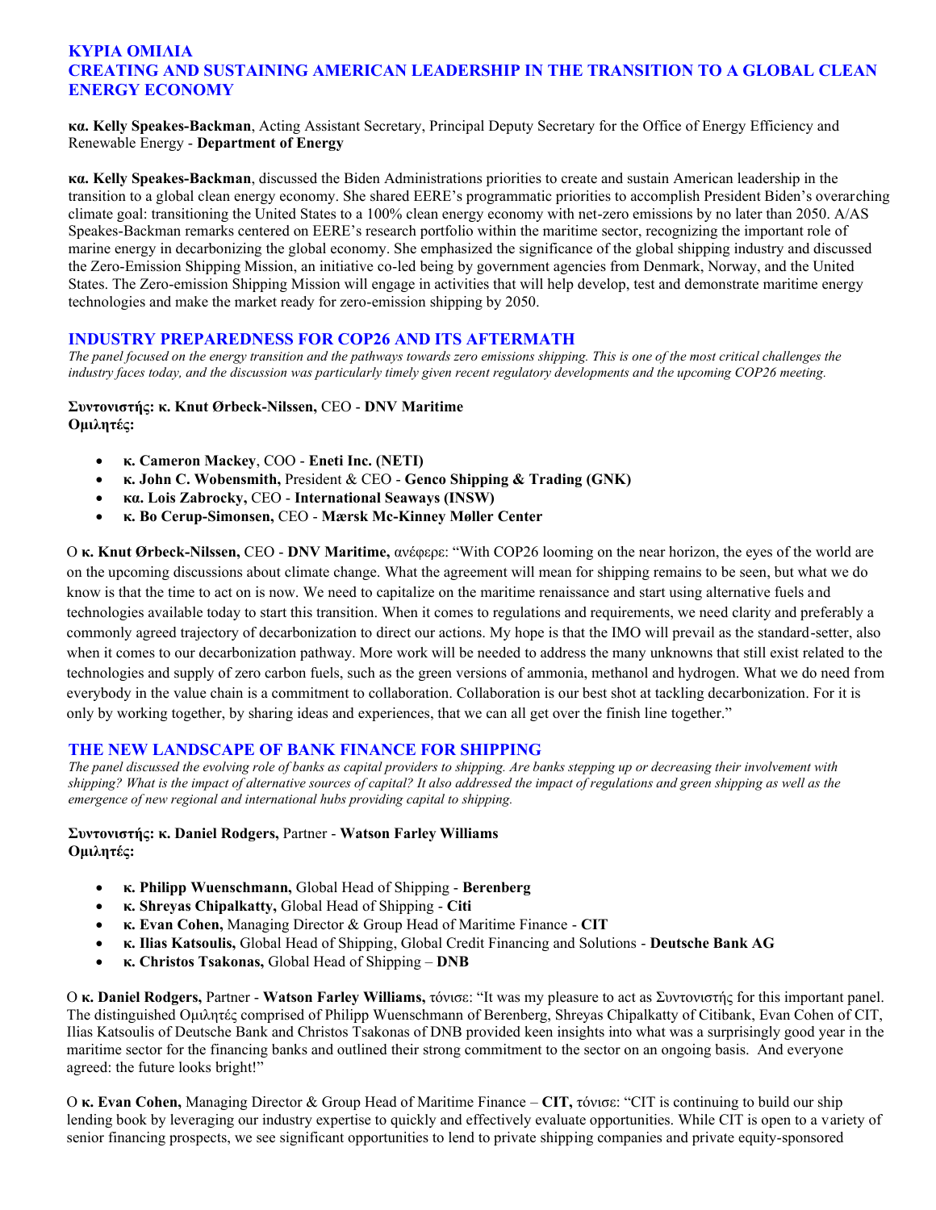## ΚΥΡΙΑ ΟΜΙΛΙΑ
## CREATING AND SUSTAINING AMERICAN LEADERSHIP IN THE TRANSITION TO A GLOBAL CLEAN ENERGY ECONOMY

**κα. Kelly Speakes-Backman**, Acting Assistant Secretary, Principal Deputy Secretary for the Office of Energy Efficiency and Renewable Energy - **Department of Energy**

**κα. Kelly Speakes-Backman**, discussed the Biden Administrations priorities to create and sustain American leadership in the transition to a global clean energy economy. She shared EERE's programmatic priorities to accomplish President Biden's overarching climate goal: transitioning the United States to a 100% clean energy economy with net-zero emissions by no later than 2050. A/AS Speakes-Backman remarks centered on EERE's research portfolio within the maritime sector, recognizing the important role of marine energy in decarbonizing the global economy. She emphasized the significance of the global shipping industry and discussed the Zero-Emission Shipping Mission, an initiative co-led being by government agencies from Denmark, Norway, and the United States. The Zero-emission Shipping Mission will engage in activities that will help develop, test and demonstrate maritime energy technologies and make the market ready for zero-emission shipping by 2050.

## INDUSTRY PREPAREDNESS FOR COP26 AND ITS AFTERMATH

*The panel focused on the energy transition and the pathways towards zero emissions shipping. This is one of the most critical challenges the industry faces today, and the discussion was particularly timely given recent regulatory developments and the upcoming COP26 meeting.*

**Συντονιστής: κ. Knut Ørbeck-Nilssen,** CEO - **DNV Maritime**
**Ομιλητές:**

- **κ. Cameron Mackey**, COO - **Eneti Inc. (NETI)**
- **κ. John C. Wobensmith,** President & CEO - **Genco Shipping & Trading (GNK)**
- **κα. Lois Zabrocky,** CEO - **International Seaways (INSW)**
- **κ. Bo Cerup-Simonsen,** CEO - **Mærsk Mc-Kinney Møller Center**

Ο **κ. Knut Ørbeck-Nilssen,** CEO - **DNV Maritime,** ανέφερε: "With COP26 looming on the near horizon, the eyes of the world are on the upcoming discussions about climate change. What the agreement will mean for shipping remains to be seen, but what we do know is that the time to act on is now. We need to capitalize on the maritime renaissance and start using alternative fuels and technologies available today to start this transition. When it comes to regulations and requirements, we need clarity and preferably a commonly agreed trajectory of decarbonization to direct our actions. My hope is that the IMO will prevail as the standard-setter, also when it comes to our decarbonization pathway. More work will be needed to address the many unknowns that still exist related to the technologies and supply of zero carbon fuels, such as the green versions of ammonia, methanol and hydrogen. What we do need from everybody in the value chain is a commitment to collaboration. Collaboration is our best shot at tackling decarbonization. For it is only by working together, by sharing ideas and experiences, that we can all get over the finish line together."

## THE NEW LANDSCAPE OF BANK FINANCE FOR SHIPPING

*The panel discussed the evolving role of banks as capital providers to shipping. Are banks stepping up or decreasing their involvement with shipping? What is the impact of alternative sources of capital? It also addressed the impact of regulations and green shipping as well as the emergence of new regional and international hubs providing capital to shipping.*

**Συντονιστής: κ. Daniel Rodgers,** Partner - **Watson Farley Williams**
**Ομιλητές:**

- **κ. Philipp Wuenschmann,** Global Head of Shipping - **Berenberg**
- **κ. Shreyas Chipalkatty,** Global Head of Shipping - **Citi**
- **κ. Evan Cohen,** Managing Director & Group Head of Maritime Finance - **CIT**
- **κ. Ilias Katsoulis,** Global Head of Shipping, Global Credit Financing and Solutions - **Deutsche Bank AG**
- **κ. Christos Tsakonas,** Global Head of Shipping – **DNB**

Ο **κ. Daniel Rodgers,** Partner - **Watson Farley Williams,** τόνισε: "It was my pleasure to act as Συντονιστής for this important panel. The distinguished Ομιλητές comprised of Philipp Wuenschmann of Berenberg, Shreyas Chipalkatty of Citibank, Evan Cohen of CIT, Ilias Katsoulis of Deutsche Bank and Christos Tsakonas of DNB provided keen insights into what was a surprisingly good year in the maritime sector for the financing banks and outlined their strong commitment to the sector on an ongoing basis. And everyone agreed: the future looks bright!"

Ο **κ. Evan Cohen,** Managing Director & Group Head of Maritime Finance – **CIT,** τόνισε: "CIT is continuing to build our ship lending book by leveraging our industry expertise to quickly and effectively evaluate opportunities. While CIT is open to a variety of senior financing prospects, we see significant opportunities to lend to private shipping companies and private equity-sponsored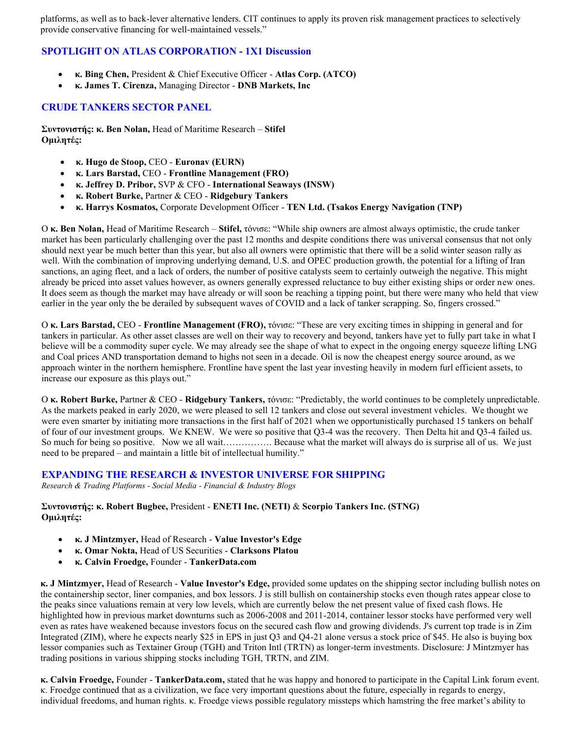platforms, as well as to back-lever alternative lenders. CIT continues to apply its proven risk management practices to selectively provide conservative financing for well-maintained vessels."

## SPOTLIGHT ON ATLAS CORPORATION - 1X1 Discussion

- **κ. Bing Chen,** President & Chief Executive Officer - **Atlas Corp. (ATCO)**
- **κ. James T. Cirenza,** Managing Director - **DNB Markets, Inc**

## CRUDE TANKERS SECTOR PANEL

**Συντονιστής: κ. Ben Nolan,** Head of Maritime Research – **Stifel**
**Ομιλητές:**

- **κ. Hugo de Stoop,** CEO - **Euronav (EURN)**
- **κ. Lars Barstad,** CEO - **Frontline Management (FRO)**
- **κ. Jeffrey D. Pribor,** SVP & CFO - **International Seaways (INSW)**
- **κ. Robert Burke,** Partner & CEO - **Ridgebury Tankers**
- **κ. Harrys Kosmatos,** Corporate Development Officer - **TEN Ltd. (Tsakos Energy Navigation (TNP)**

Ο **κ. Ben Nolan,** Head of Maritime Research – **Stifel,** τόνισε: "While ship owners are almost always optimistic, the crude tanker market has been particularly challenging over the past 12 months and despite conditions there was universal consensus that not only should next year be much better than this year, but also all owners were optimistic that there will be a solid winter season rally as well. With the combination of improving underlying demand, U.S. and OPEC production growth, the potential for a lifting of Iran sanctions, an aging fleet, and a lack of orders, the number of positive catalysts seem to certainly outweigh the negative. This might already be priced into asset values however, as owners generally expressed reluctance to buy either existing ships or order new ones. It does seem as though the market may have already or will soon be reaching a tipping point, but there were many who held that view earlier in the year only the be derailed by subsequent waves of COVID and a lack of tanker scrapping. So, fingers crossed."

Ο **κ. Lars Barstad,** CEO - **Frontline Management (FRO),** τόνισε: "These are very exciting times in shipping in general and for tankers in particular. As other asset classes are well on their way to recovery and beyond, tankers have yet to fully part take in what I believe will be a commodity super cycle. We may already see the shape of what to expect in the ongoing energy squeeze lifting LNG and Coal prices AND transportation demand to highs not seen in a decade. Oil is now the cheapest energy source around, as we approach winter in the northern hemisphere. Frontline have spent the last year investing heavily in modern furl efficient assets, to increase our exposure as this plays out."

Ο **κ. Robert Burke,** Partner & CEO - **Ridgebury Tankers,** τόνισε: "Predictably, the world continues to be completely unpredictable. As the markets peaked in early 2020, we were pleased to sell 12 tankers and close out several investment vehicles. We thought we were even smarter by initiating more transactions in the first half of 2021 when we opportunistically purchased 15 tankers on behalf of four of our investment groups. We KNEW. We were so positive that Q3-4 was the recovery. Then Delta hit and Q3-4 failed us. So much for being so positive. Now we all wait……………. Because what the market will always do is surprise all of us. We just need to be prepared – and maintain a little bit of intellectual humility."

## EXPANDING THE RESEARCH & INVESTOR UNIVERSE FOR SHIPPING

*Research & Trading Platforms - Social Media - Financial & Industry Blogs*

**Συντονιστής: κ. Robert Bugbee,** President - **ENETI Inc. (NETI)** & **Scorpio Tankers Inc. (STNG)**
**Ομιλητές:**

- **κ. J Mintzmyer,** Head of Research - **Value Investor's Edge**
- **κ. Omar Nokta,** Head of US Securities - **Clarksons Platou**
- **κ. Calvin Froedge,** Founder - **TankerData.com**

**κ. J Mintzmyer,** Head of Research - **Value Investor's Edge,** provided some updates on the shipping sector including bullish notes on the containership sector, liner companies, and box lessors. J is still bullish on containership stocks even though rates appear close to the peaks since valuations remain at very low levels, which are currently below the net present value of fixed cash flows. He highlighted how in previous market downturns such as 2006-2008 and 2011-2014, container lessor stocks have performed very well even as rates have weakened because investors focus on the secured cash flow and growing dividends. J's current top trade is in Zim Integrated (ZIM), where he expects nearly $25 in EPS in just Q3 and Q4-21 alone versus a stock price of $45. He also is buying box lessor companies such as Textainer Group (TGH) and Triton Intl (TRTN) as longer-term investments. Disclosure: J Mintzmyer has trading positions in various shipping stocks including TGH, TRTN, and ZIM.

**κ. Calvin Froedge,** Founder - **TankerData.com,** stated that he was happy and honored to participate in the Capital Link forum event. κ. Froedge continued that as a civilization, we face very important questions about the future, especially in regards to energy, individual freedoms, and human rights. κ. Froedge views possible regulatory missteps which hamstring the free market's ability to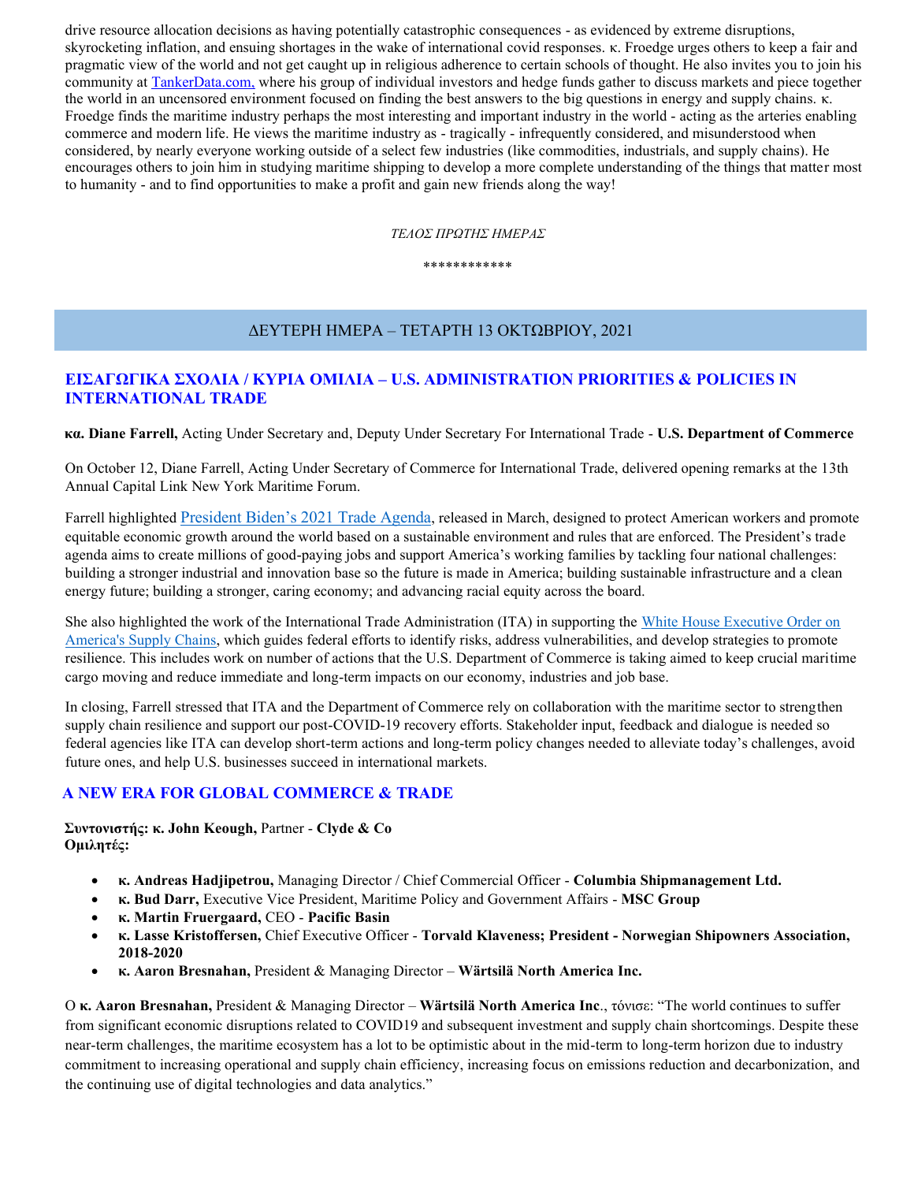drive resource allocation decisions as having potentially catastrophic consequences - as evidenced by extreme disruptions, skyrocketing inflation, and ensuing shortages in the wake of international covid responses. κ. Froedge urges others to keep a fair and pragmatic view of the world and not get caught up in religious adherence to certain schools of thought. He also invites you to join his community at [TankerData.com,](TankerData.com) where his group of individual investors and hedge funds gather to discuss markets and piece together the world in an uncensored environment focused on finding the best answers to the big questions in energy and supply chains. κ. Froedge finds the maritime industry perhaps the most interesting and important industry in the world - acting as the arteries enabling commerce and modern life. He views the maritime industry as - tragically - infrequently considered, and misunderstood when considered, by nearly everyone working outside of a select few industries (like commodities, industrials, and supply chains). He encourages others to join him in studying maritime shipping to develop a more complete understanding of the things that matter most to humanity - and to find opportunities to make a profit and gain new friends along the way!

*ΤΕΛΟΣ ΠΡΩΤΗΣ ΗΜΕΡΑΣ*

************

## ΔΕΥΤΕΡΗ ΗΜΕΡΑ – ΤΕΤΑΡΤΗ 13 ΟΚΤΩΒΡΙΟΥ, 2021

### ΕΙΣΑΓΩΓΙΚΑ ΣΧΟΛΙΑ / ΚΥΡΙΑ ΟΜΙΛΙΑ – U.S. ADMINISTRATION PRIORITIES & POLICIES IN INTERNATIONAL TRADE

**κα. Diane Farrell,** Acting Under Secretary and, Deputy Under Secretary For International Trade - **U.S. Department of Commerce**

On October 12, Diane Farrell, Acting Under Secretary of Commerce for International Trade, delivered opening remarks at the 13th Annual Capital Link New York Maritime Forum.

Farrell highlighted President Biden's 2021 Trade Agenda, released in March, designed to protect American workers and promote equitable economic growth around the world based on a sustainable environment and rules that are enforced. The President's trade agenda aims to create millions of good-paying jobs and support America's working families by tackling four national challenges: building a stronger industrial and innovation base so the future is made in America; building sustainable infrastructure and a clean energy future; building a stronger, caring economy; and advancing racial equity across the board.

She also highlighted the work of the International Trade Administration (ITA) in supporting the White House Executive Order on America's Supply Chains, which guides federal efforts to identify risks, address vulnerabilities, and develop strategies to promote resilience. This includes work on number of actions that the U.S. Department of Commerce is taking aimed to keep crucial maritime cargo moving and reduce immediate and long-term impacts on our economy, industries and job base.

In closing, Farrell stressed that ITA and the Department of Commerce rely on collaboration with the maritime sector to strengthen supply chain resilience and support our post-COVID-19 recovery efforts. Stakeholder input, feedback and dialogue is needed so federal agencies like ITA can develop short-term actions and long-term policy changes needed to alleviate today's challenges, avoid future ones, and help U.S. businesses succeed in international markets.

### A NEW ERA FOR GLOBAL COMMERCE & TRADE

**Συντονιστής: κ. John Keough,** Partner - **Clyde & Co**
**Ομιλητές:**

- **κ. Andreas Hadjipetrou,** Managing Director / Chief Commercial Officer - **Columbia Shipmanagement Ltd.**
- **κ. Bud Darr,** Executive Vice President, Maritime Policy and Government Affairs - **MSC Group**
- **κ. Martin Fruergaard,** CEO - **Pacific Basin**
- **κ. Lasse Kristoffersen,** Chief Executive Officer - **Torvald Klaveness; President - Norwegian Shipowners Association, 2018-2020**
- **κ. Aaron Bresnahan,** President & Managing Director – **Wärtsilä North America Inc.**

Ο **κ. Aaron Bresnahan,** President & Managing Director – **Wärtsilä North America Inc**., τόνισε: "The world continues to suffer from significant economic disruptions related to COVID19 and subsequent investment and supply chain shortcomings. Despite these near-term challenges, the maritime ecosystem has a lot to be optimistic about in the mid-term to long-term horizon due to industry commitment to increasing operational and supply chain efficiency, increasing focus on emissions reduction and decarbonization, and the continuing use of digital technologies and data analytics."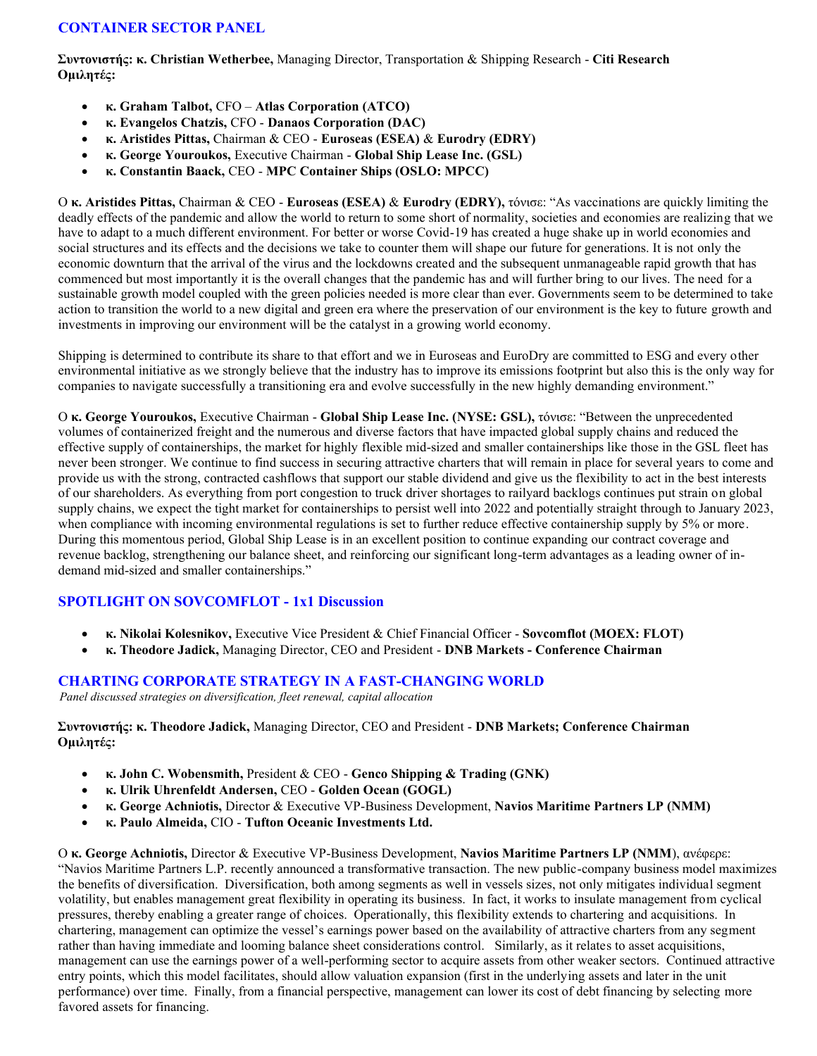## CONTAINER SECTOR PANEL

**Συντονιστής: κ. Christian Wetherbee,** Managing Director, Transportation & Shipping Research - **Citi Research**
**Ομιλητές:**

- **κ. Graham Talbot,** CFO – **Atlas Corporation (ATCO)**
- **κ. Evangelos Chatzis,** CFO - **Danaos Corporation (DAC)**
- **κ. Aristides Pittas,** Chairman & CEO - **Euroseas (ESEA)** & **Eurodry (EDRY)**
- **κ. George Youroukos,** Executive Chairman - **Global Ship Lease Inc. (GSL)**
- **κ. Constantin Baack,** CEO - **MPC Container Ships (OSLO: MPCC)**

Ο **κ. Aristides Pittas,** Chairman & CEO - **Euroseas (ESEA)** & **Eurodry (EDRY),** τόνισε: "As vaccinations are quickly limiting the deadly effects of the pandemic and allow the world to return to some short of normality, societies and economies are realizing that we have to adapt to a much different environment. For better or worse Covid-19 has created a huge shake up in world economies and social structures and its effects and the decisions we take to counter them will shape our future for generations. It is not only the economic downturn that the arrival of the virus and the lockdowns created and the subsequent unmanageable rapid growth that has commenced but most importantly it is the overall changes that the pandemic has and will further bring to our lives. The need for a sustainable growth model coupled with the green policies needed is more clear than ever. Governments seem to be determined to take action to transition the world to a new digital and green era where the preservation of our environment is the key to future growth and investments in improving our environment will be the catalyst in a growing world economy.

Shipping is determined to contribute its share to that effort and we in Euroseas and EuroDry are committed to ESG and every other environmental initiative as we strongly believe that the industry has to improve its emissions footprint but also this is the only way for companies to navigate successfully a transitioning era and evolve successfully in the new highly demanding environment."

Ο **κ. George Youroukos,** Executive Chairman - **Global Ship Lease Inc. (NYSE: GSL),** τόνισε: "Between the unprecedented volumes of containerized freight and the numerous and diverse factors that have impacted global supply chains and reduced the effective supply of containerships, the market for highly flexible mid-sized and smaller containerships like those in the GSL fleet has never been stronger. We continue to find success in securing attractive charters that will remain in place for several years to come and provide us with the strong, contracted cashflows that support our stable dividend and give us the flexibility to act in the best interests of our shareholders. As everything from port congestion to truck driver shortages to railyard backlogs continues put strain on global supply chains, we expect the tight market for containerships to persist well into 2022 and potentially straight through to January 2023, when compliance with incoming environmental regulations is set to further reduce effective containership supply by 5% or more. During this momentous period, Global Ship Lease is in an excellent position to continue expanding our contract coverage and revenue backlog, strengthening our balance sheet, and reinforcing our significant long-term advantages as a leading owner of in-demand mid-sized and smaller containerships."

## SPOTLIGHT ON SOVCOMFLOT - 1x1 Discussion

- **κ. Nikolai Kolesnikov,** Executive Vice President & Chief Financial Officer - **Sovcomflot (MOEX: FLOT)**
- **κ. Theodore Jadick,** Managing Director, CEO and President - **DNB Markets - Conference Chairman**

## CHARTING CORPORATE STRATEGY IN A FAST-CHANGING WORLD

*Panel discussed strategies on diversification, fleet renewal, capital allocation*

**Συντονιστής: κ. Theodore Jadick,** Managing Director, CEO and President - **DNB Markets; Conference Chairman**
**Ομιλητές:**

- **κ. John C. Wobensmith,** President & CEO - **Genco Shipping & Trading (GNK)**
- **κ. Ulrik Uhrenfeldt Andersen,** CEO - **Golden Ocean (GOGL)**
- **κ. George Achniotis,** Director & Executive VP-Business Development, **Navios Maritime Partners LP (NMM)**
- **κ. Paulo Almeida,** CIO - **Tufton Oceanic Investments Ltd.**

Ο **κ. George Achniotis,** Director & Executive VP-Business Development, **Navios Maritime Partners LP (NMM**), ανέφερε: "Navios Maritime Partners L.P. recently announced a transformative transaction. The new public-company business model maximizes the benefits of diversification. Diversification, both among segments as well in vessels sizes, not only mitigates individual segment volatility, but enables management great flexibility in operating its business. In fact, it works to insulate management from cyclical pressures, thereby enabling a greater range of choices. Operationally, this flexibility extends to chartering and acquisitions. In chartering, management can optimize the vessel's earnings power based on the availability of attractive charters from any segment rather than having immediate and looming balance sheet considerations control. Similarly, as it relates to asset acquisitions, management can use the earnings power of a well-performing sector to acquire assets from other weaker sectors. Continued attractive entry points, which this model facilitates, should allow valuation expansion (first in the underlying assets and later in the unit performance) over time. Finally, from a financial perspective, management can lower its cost of debt financing by selecting more favored assets for financing.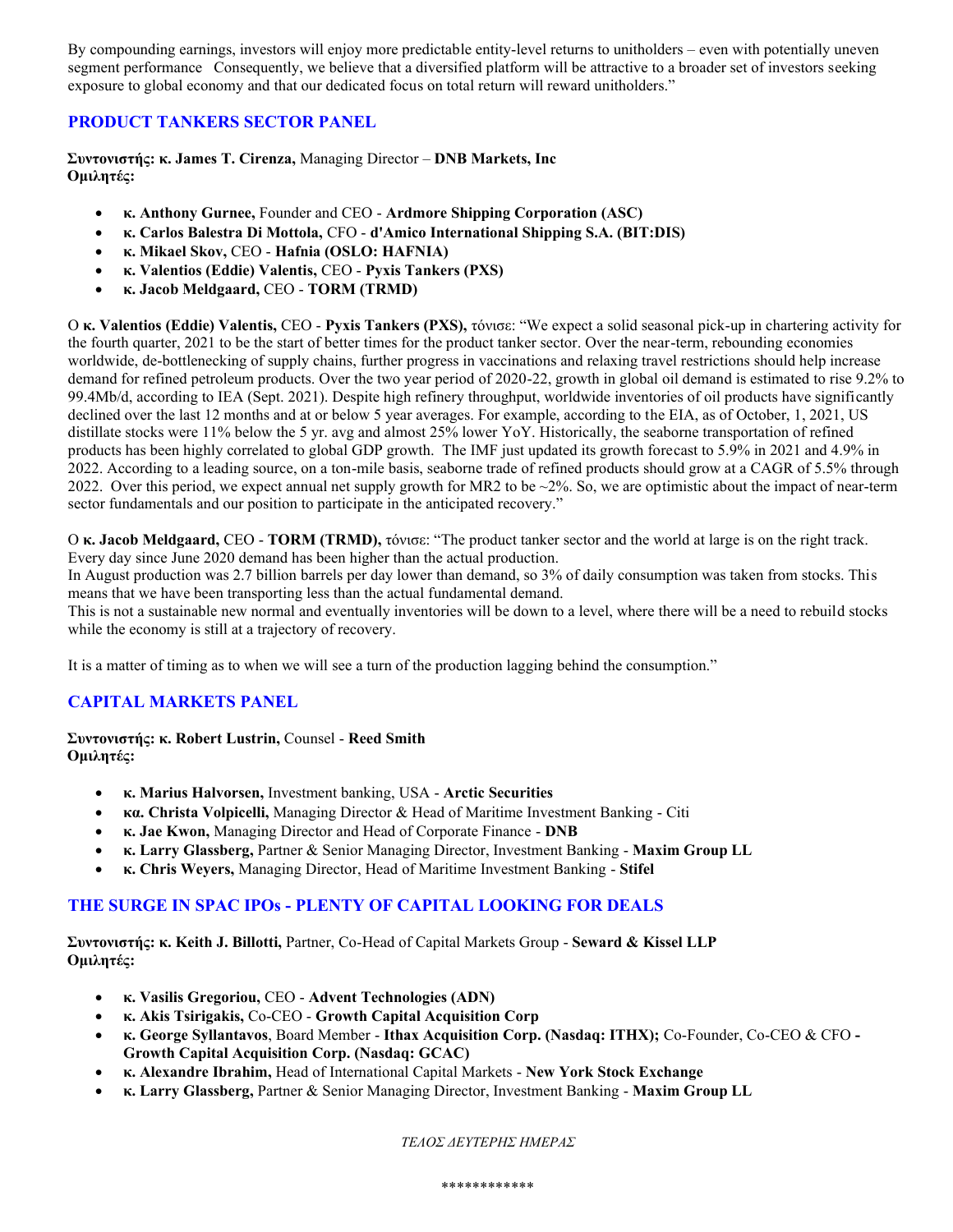By compounding earnings, investors will enjoy more predictable entity-level returns to unitholders – even with potentially uneven segment performance Consequently, we believe that a diversified platform will be attractive to a broader set of investors seeking exposure to global economy and that our dedicated focus on total return will reward unitholders."

## PRODUCT TANKERS SECTOR PANEL

**Συντονιστής: κ. James T. Cirenza,** Managing Director – **DNB Markets, Inc**
**Ομιλητές:**

- **κ. Anthony Gurnee,** Founder and CEO - **Ardmore Shipping Corporation (ASC)**
- **κ. Carlos Balestra Di Mottola,** CFO - **d'Amico International Shipping S.A. (BIT:DIS)**
- **κ. Mikael Skov,** CEO - **Hafnia (OSLO: HAFNIA)**
- **κ. Valentios (Eddie) Valentis,** CEO - **Pyxis Tankers (PXS)**
- **κ. Jacob Meldgaard,** CEO - **TORM (TRMD)**

O **κ. Valentios (Eddie) Valentis,** CEO - **Pyxis Tankers (PXS),** τόνισε: "We expect a solid seasonal pick-up in chartering activity for the fourth quarter, 2021 to be the start of better times for the product tanker sector. Over the near-term, rebounding economies worldwide, de-bottlenecking of supply chains, further progress in vaccinations and relaxing travel restrictions should help increase demand for refined petroleum products. Over the two year period of 2020-22, growth in global oil demand is estimated to rise 9.2% to 99.4Mb/d, according to IEA (Sept. 2021). Despite high refinery throughput, worldwide inventories of oil products have significantly declined over the last 12 months and at or below 5 year averages. For example, according to the EIA, as of October, 1, 2021, US distillate stocks were 11% below the 5 yr. avg and almost 25% lower YoY. Historically, the seaborne transportation of refined products has been highly correlated to global GDP growth. The IMF just updated its growth forecast to 5.9% in 2021 and 4.9% in 2022. According to a leading source, on a ton-mile basis, seaborne trade of refined products should grow at a CAGR of 5.5% through 2022. Over this period, we expect annual net supply growth for MR2 to be ~2%. So, we are optimistic about the impact of near-term sector fundamentals and our position to participate in the anticipated recovery."

O **κ. Jacob Meldgaard,** CEO - **TORM (TRMD),** τόνισε: "The product tanker sector and the world at large is on the right track. Every day since June 2020 demand has been higher than the actual production.
In August production was 2.7 billion barrels per day lower than demand, so 3% of daily consumption was taken from stocks. This means that we have been transporting less than the actual fundamental demand.
This is not a sustainable new normal and eventually inventories will be down to a level, where there will be a need to rebuild stocks while the economy is still at a trajectory of recovery.

It is a matter of timing as to when we will see a turn of the production lagging behind the consumption."

## CAPITAL MARKETS PANEL

**Συντονιστής: κ. Robert Lustrin,** Counsel - **Reed Smith**
**Ομιλητές:**

- **κ. Marius Halvorsen,** Investment banking, USA - **Arctic Securities**
- **κα. Christa Volpicelli,** Managing Director & Head of Maritime Investment Banking - Citi
- **κ. Jae Kwon,** Managing Director and Head of Corporate Finance - **DNB**
- **κ. Larry Glassberg,** Partner & Senior Managing Director, Investment Banking - **Maxim Group LL**
- **κ. Chris Weyers,** Managing Director, Head of Maritime Investment Banking - **Stifel**

## THE SURGE IN SPAC IPOs - PLENTY OF CAPITAL LOOKING FOR DEALS

**Συντονιστής: κ. Keith J. Billotti,** Partner, Co-Head of Capital Markets Group - **Seward & Kissel LLP**
**Ομιλητές:**

- **κ. Vasilis Gregoriou,** CEO - **Advent Technologies (ADN)**
- **κ. Akis Tsirigakis,** Co-CEO - **Growth Capital Acquisition Corp**
- **κ. George Syllantavos**, Board Member - **Ithax Acquisition Corp. (Nasdaq: ITHX);** Co-Founder, Co-CEO & CFO **- Growth Capital Acquisition Corp. (Nasdaq: GCAC)**
- **κ. Alexandre Ibrahim,** Head of International Capital Markets - **New York Stock Exchange**
- **κ. Larry Glassberg,** Partner & Senior Managing Director, Investment Banking - **Maxim Group LL**

*ΤΕΛΟΣ ΔΕΥΤΕΡΗΣ ΗΜΕΡΑΣ*

************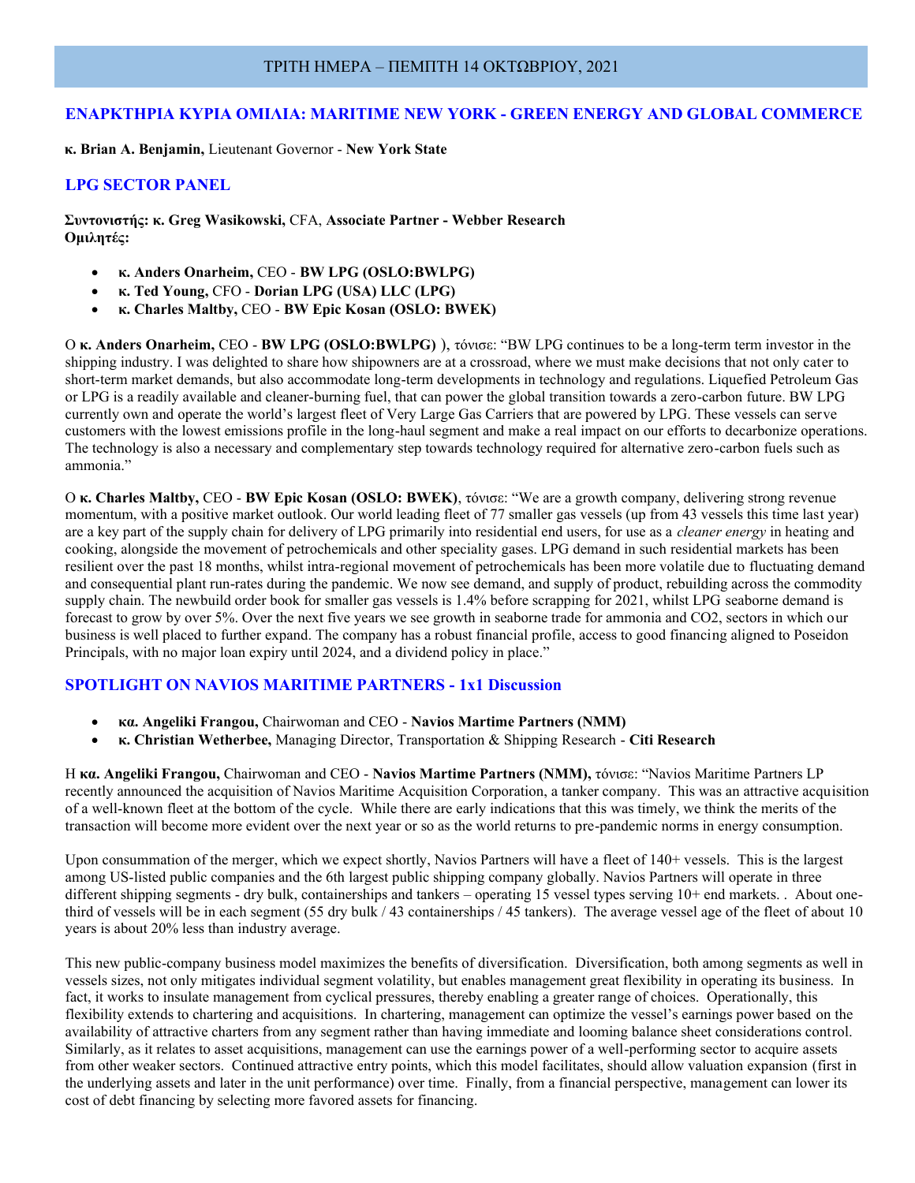## ΤΡΙΤΗ ΗΜΕΡΑ – ΠΕΜΠΤΗ 14 ΟΚΤΩΒΡΙΟΥ, 2021

### ΕΝΑΡΚΤΗΡΙΑ ΚΥΡΙΑ ΟΜΙΛΙΑ: MARITIME NEW YORK - GREEN ENERGY AND GLOBAL COMMERCE

**κ. Brian A. Benjamin,** Lieutenant Governor - **New York State**

### LPG SECTOR PANEL

**Συντονιστής: κ. Greg Wasikowski,** CFA, **Associate Partner - Webber Research**
**Ομιλητές:**

- **κ. Anders Onarheim,** CEO - **BW LPG (OSLO:BWLPG)**
- **κ. Ted Young,** CFO - **Dorian LPG (USA) LLC (LPG)**
- **κ. Charles Maltby,** CEO - **BW Epic Kosan (OSLO: BWEK)**

Ο **κ. Anders Onarheim,** CEO - **BW LPG (OSLO:BWLPG)** ), τόνισε: "BW LPG continues to be a long-term term investor in the shipping industry. I was delighted to share how shipowners are at a crossroad, where we must make decisions that not only cater to short-term market demands, but also accommodate long-term developments in technology and regulations. Liquefied Petroleum Gas or LPG is a readily available and cleaner-burning fuel, that can power the global transition towards a zero-carbon future. BW LPG currently own and operate the world's largest fleet of Very Large Gas Carriers that are powered by LPG. These vessels can serve customers with the lowest emissions profile in the long-haul segment and make a real impact on our efforts to decarbonize operations. The technology is also a necessary and complementary step towards technology required for alternative zero-carbon fuels such as ammonia."

Ο **κ. Charles Maltby,** CEO - **BW Epic Kosan (OSLO: BWEK)**, τόνισε: "We are a growth company, delivering strong revenue momentum, with a positive market outlook. Our world leading fleet of 77 smaller gas vessels (up from 43 vessels this time last year) are a key part of the supply chain for delivery of LPG primarily into residential end users, for use as a *cleaner energy* in heating and cooking, alongside the movement of petrochemicals and other speciality gases. LPG demand in such residential markets has been resilient over the past 18 months, whilst intra-regional movement of petrochemicals has been more volatile due to fluctuating demand and consequential plant run-rates during the pandemic. We now see demand, and supply of product, rebuilding across the commodity supply chain. The newbuild order book for smaller gas vessels is 1.4% before scrapping for 2021, whilst LPG seaborne demand is forecast to grow by over 5%. Over the next five years we see growth in seaborne trade for ammonia and CO2, sectors in which our business is well placed to further expand. The company has a robust financial profile, access to good financing aligned to Poseidon Principals, with no major loan expiry until 2024, and a dividend policy in place."

### SPOTLIGHT ON NAVIOS MARITIME PARTNERS - 1x1 Discussion

- **κα. Angeliki Frangou,** Chairwoman and CEO - **Navios Martime Partners (NMM)**
- **κ. Christian Wetherbee,** Managing Director, Transportation & Shipping Research - **Citi Research**

Η **κα. Angeliki Frangou,** Chairwoman and CEO - **Navios Martime Partners (NMM),** τόνισε: "Navios Maritime Partners LP recently announced the acquisition of Navios Maritime Acquisition Corporation, a tanker company. This was an attractive acquisition of a well-known fleet at the bottom of the cycle. While there are early indications that this was timely, we think the merits of the transaction will become more evident over the next year or so as the world returns to pre-pandemic norms in energy consumption.

Upon consummation of the merger, which we expect shortly, Navios Partners will have a fleet of 140+ vessels. This is the largest among US-listed public companies and the 6th largest public shipping company globally. Navios Partners will operate in three different shipping segments - dry bulk, containerships and tankers – operating 15 vessel types serving 10+ end markets. . About one-third of vessels will be in each segment (55 dry bulk / 43 containerships / 45 tankers). The average vessel age of the fleet of about 10 years is about 20% less than industry average.

This new public-company business model maximizes the benefits of diversification. Diversification, both among segments as well in vessels sizes, not only mitigates individual segment volatility, but enables management great flexibility in operating its business. In fact, it works to insulate management from cyclical pressures, thereby enabling a greater range of choices. Operationally, this flexibility extends to chartering and acquisitions. In chartering, management can optimize the vessel's earnings power based on the availability of attractive charters from any segment rather than having immediate and looming balance sheet considerations control. Similarly, as it relates to asset acquisitions, management can use the earnings power of a well-performing sector to acquire assets from other weaker sectors. Continued attractive entry points, which this model facilitates, should allow valuation expansion (first in the underlying assets and later in the unit performance) over time. Finally, from a financial perspective, management can lower its cost of debt financing by selecting more favored assets for financing.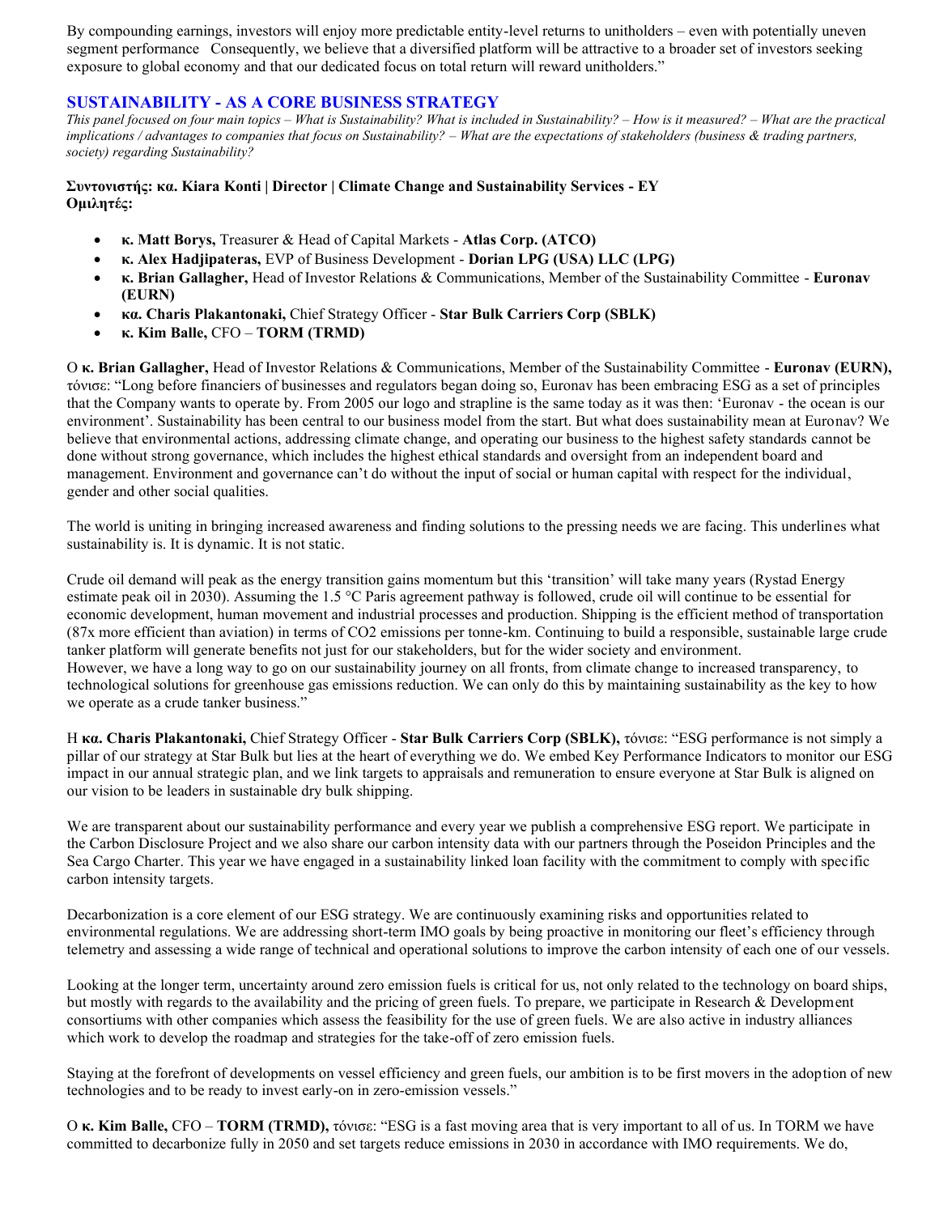By compounding earnings, investors will enjoy more predictable entity-level returns to unitholders – even with potentially uneven segment performance   Consequently, we believe that a diversified platform will be attractive to a broader set of investors seeking exposure to global economy and that our dedicated focus on total return will reward unitholders."

## SUSTAINABILITY - AS A CORE BUSINESS STRATEGY

*This panel focused on four main topics – What is Sustainability? What is included in Sustainability? – How is it measured? – What are the practical implications / advantages to companies that focus on Sustainability? – What are the expectations of stakeholders (business & trading partners, society) regarding Sustainability?*

**Συντονιστής: κα. Kiara Konti | Director | Climate Change and Sustainability Services - EY**
**Ομιλητές:**

- **κ. Matt Borys,** Treasurer & Head of Capital Markets - **Atlas Corp. (ATCO)**
- **κ. Alex Hadjipateras,** EVP of Business Development - **Dorian LPG (USA) LLC (LPG)**
- **κ. Brian Gallagher,** Head of Investor Relations & Communications, Member of the Sustainability Committee - **Euronav (EURN)**
- **κα. Charis Plakantonaki,** Chief Strategy Officer - **Star Bulk Carriers Corp (SBLK)**
- **κ. Kim Balle,** CFO – **TORM (TRMD)**

Ο **κ. Brian Gallagher,** Head of Investor Relations & Communications, Member of the Sustainability Committee - **Euronav (EURN),** τόνισε: "Long before financiers of businesses and regulators began doing so, Euronav has been embracing ESG as a set of principles that the Company wants to operate by. From 2005 our logo and strapline is the same today as it was then: 'Euronav - the ocean is our environment'. Sustainability has been central to our business model from the start. But what does sustainability mean at Euronav? We believe that environmental actions, addressing climate change, and operating our business to the highest safety standards cannot be done without strong governance, which includes the highest ethical standards and oversight from an independent board and management. Environment and governance can't do without the input of social or human capital with respect for the individual, gender and other social qualities.

The world is uniting in bringing increased awareness and finding solutions to the pressing needs we are facing. This underlines what sustainability is. It is dynamic. It is not static.

Crude oil demand will peak as the energy transition gains momentum but this 'transition' will take many years (Rystad Energy estimate peak oil in 2030). Assuming the 1.5 °C Paris agreement pathway is followed, crude oil will continue to be essential for economic development, human movement and industrial processes and production. Shipping is the efficient method of transportation (87x more efficient than aviation) in terms of $CO_2$ emissions per tonne-km. Continuing to build a responsible, sustainable large crude tanker platform will generate benefits not just for our stakeholders, but for the wider society and environment.
However, we have a long way to go on our sustainability journey on all fronts, from climate change to increased transparency, to technological solutions for greenhouse gas emissions reduction. We can only do this by maintaining sustainability as the key to how we operate as a crude tanker business."

Η **κα. Charis Plakantonaki,** Chief Strategy Officer - **Star Bulk Carriers Corp (SBLK),** τόνισε: "ESG performance is not simply a pillar of our strategy at Star Bulk but lies at the heart of everything we do. We embed Key Performance Indicators to monitor our ESG impact in our annual strategic plan, and we link targets to appraisals and remuneration to ensure everyone at Star Bulk is aligned on our vision to be leaders in sustainable dry bulk shipping.

We are transparent about our sustainability performance and every year we publish a comprehensive ESG report. We participate in the Carbon Disclosure Project and we also share our carbon intensity data with our partners through the Poseidon Principles and the Sea Cargo Charter. This year we have engaged in a sustainability linked loan facility with the commitment to comply with specific carbon intensity targets.

Decarbonization is a core element of our ESG strategy. We are continuously examining risks and opportunities related to environmental regulations. We are addressing short-term IMO goals by being proactive in monitoring our fleet's efficiency through telemetry and assessing a wide range of technical and operational solutions to improve the carbon intensity of each one of our vessels.

Looking at the longer term, uncertainty around zero emission fuels is critical for us, not only related to the technology on board ships, but mostly with regards to the availability and the pricing of green fuels. To prepare, we participate in Research & Development consortiums with other companies which assess the feasibility for the use of green fuels. We are also active in industry alliances which work to develop the roadmap and strategies for the take-off of zero emission fuels.

Staying at the forefront of developments on vessel efficiency and green fuels, our ambition is to be first movers in the adoption of new technologies and to be ready to invest early-on in zero-emission vessels."

Ο **κ. Kim Balle,** CFO – **TORM (TRMD),** τόνισε: "ESG is a fast moving area that is very important to all of us. In TORM we have committed to decarbonize fully in 2050 and set targets reduce emissions in 2030 in accordance with IMO requirements. We do,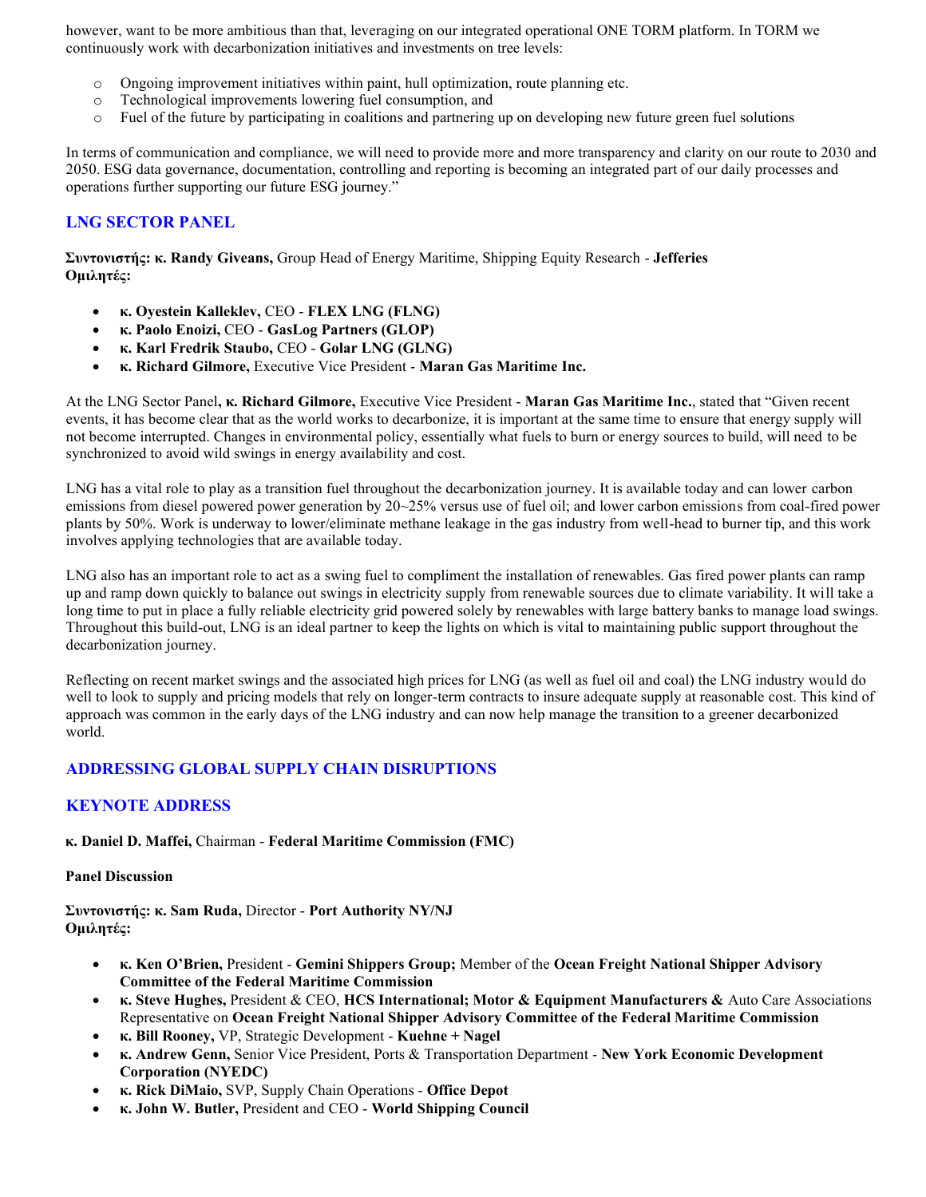however, want to be more ambitious than that, leveraging on our integrated operational ONE TORM platform. In TORM we continuously work with decarbonization initiatives and investments on tree levels:

- Ongoing improvement initiatives within paint, hull optimization, route planning etc.
- Technological improvements lowering fuel consumption, and
- Fuel of the future by participating in coalitions and partnering up on developing new future green fuel solutions

In terms of communication and compliance, we will need to provide more and more transparency and clarity on our route to 2030 and 2050. ESG data governance, documentation, controlling and reporting is becoming an integrated part of our daily processes and operations further supporting our future ESG journey."

## LNG SECTOR PANEL

**Συντονιστής: κ. Randy Giveans,** Group Head of Energy Maritime, Shipping Equity Research - **Jefferies**
**Ομιλητές:**

- **κ. Oyestein Kalleklev,** CEO - **FLEX LNG (FLNG)**
- **κ. Paolo Enoizi,** CEO - **GasLog Partners (GLOP)**
- **κ. Karl Fredrik Staubo,** CEO - **Golar LNG (GLNG)**
- **κ. Richard Gilmore,** Executive Vice President - **Maran Gas Maritime Inc.**

At the LNG Sector Panel**, κ. Richard Gilmore,** Executive Vice President - **Maran Gas Maritime Inc.**, stated that "Given recent events, it has become clear that as the world works to decarbonize, it is important at the same time to ensure that energy supply will not become interrupted. Changes in environmental policy, essentially what fuels to burn or energy sources to build, will need to be synchronized to avoid wild swings in energy availability and cost.

LNG has a vital role to play as a transition fuel throughout the decarbonization journey. It is available today and can lower carbon emissions from diesel powered power generation by 20~25% versus use of fuel oil; and lower carbon emissions from coal-fired power plants by 50%. Work is underway to lower/eliminate methane leakage in the gas industry from well-head to burner tip, and this work involves applying technologies that are available today.

LNG also has an important role to act as a swing fuel to compliment the installation of renewables. Gas fired power plants can ramp up and ramp down quickly to balance out swings in electricity supply from renewable sources due to climate variability. It will take a long time to put in place a fully reliable electricity grid powered solely by renewables with large battery banks to manage load swings. Throughout this build-out, LNG is an ideal partner to keep the lights on which is vital to maintaining public support throughout the decarbonization journey.

Reflecting on recent market swings and the associated high prices for LNG (as well as fuel oil and coal) the LNG industry would do well to look to supply and pricing models that rely on longer-term contracts to insure adequate supply at reasonable cost. This kind of approach was common in the early days of the LNG industry and can now help manage the transition to a greener decarbonized world.

## ADDRESSING GLOBAL SUPPLY CHAIN DISRUPTIONS

## KEYNOTE ADDRESS

**κ. Daniel D. Maffei,** Chairman - **Federal Maritime Commission (FMC)**

**Panel Discussion**

**Συντονιστής: κ. Sam Ruda,** Director - **Port Authority NY/NJ**
**Ομιλητές:**

- **κ. Ken O'Brien,** President - **Gemini Shippers Group;** Member of the **Ocean Freight National Shipper Advisory Committee of the Federal Maritime Commission**
- **κ. Steve Hughes,** President & CEO, **HCS International; Motor & Equipment Manufacturers &** Auto Care Associations Representative on **Ocean Freight National Shipper Advisory Committee of the Federal Maritime Commission**
- **κ. Bill Rooney,** VP, Strategic Development - **Kuehne + Nagel**
- **κ. Andrew Genn,** Senior Vice President, Ports & Transportation Department - **New York Economic Development Corporation (NYEDC)**
- **κ. Rick DiMaio,** SVP, Supply Chain Operations - **Office Depot**
- **κ. John W. Butler,** President and CEO - **World Shipping Council**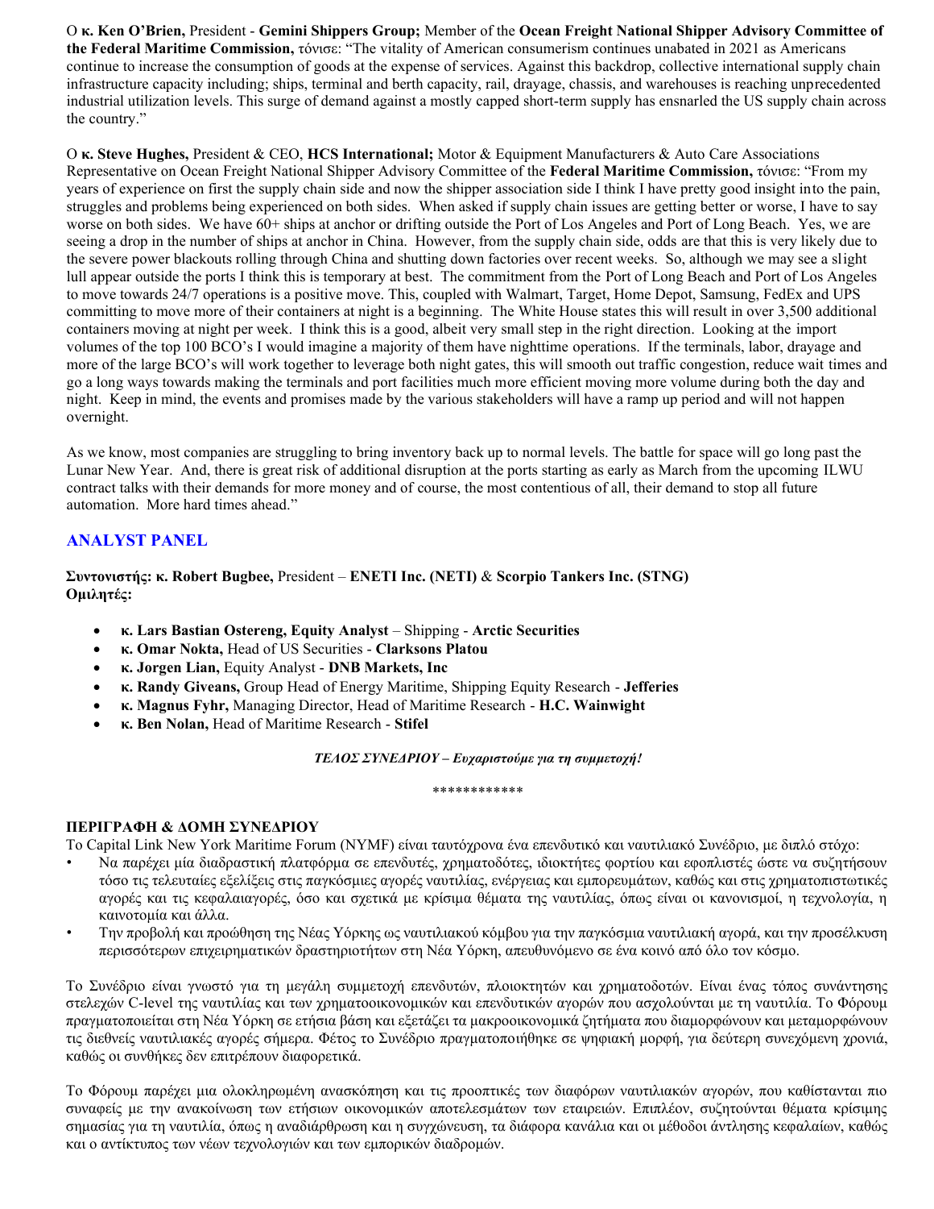Ο **κ. Ken O'Brien,** President - **Gemini Shippers Group;** Member of the **Ocean Freight National Shipper Advisory Committee of the Federal Maritime Commission,** τόνισε: "The vitality of American consumerism continues unabated in 2021 as Americans continue to increase the consumption of goods at the expense of services. Against this backdrop, collective international supply chain infrastructure capacity including; ships, terminal and berth capacity, rail, drayage, chassis, and warehouses is reaching unprecedented industrial utilization levels. This surge of demand against a mostly capped short-term supply has ensnarled the US supply chain across the country."

Ο **κ. Steve Hughes,** President & CEO, **HCS International;** Motor & Equipment Manufacturers & Auto Care Associations Representative on Ocean Freight National Shipper Advisory Committee of the **Federal Maritime Commission,** τόνισε: "From my years of experience on first the supply chain side and now the shipper association side I think I have pretty good insight into the pain, struggles and problems being experienced on both sides. When asked if supply chain issues are getting better or worse, I have to say worse on both sides. We have 60+ ships at anchor or drifting outside the Port of Los Angeles and Port of Long Beach. Yes, we are seeing a drop in the number of ships at anchor in China. However, from the supply chain side, odds are that this is very likely due to the severe power blackouts rolling through China and shutting down factories over recent weeks. So, although we may see a slight lull appear outside the ports I think this is temporary at best. The commitment from the Port of Long Beach and Port of Los Angeles to move towards 24/7 operations is a positive move. This, coupled with Walmart, Target, Home Depot, Samsung, FedEx and UPS committing to move more of their containers at night is a beginning. The White House states this will result in over 3,500 additional containers moving at night per week. I think this is a good, albeit very small step in the right direction. Looking at the import volumes of the top 100 BCO's I would imagine a majority of them have nighttime operations. If the terminals, labor, drayage and more of the large BCO's will work together to leverage both night gates, this will smooth out traffic congestion, reduce wait times and go a long ways towards making the terminals and port facilities much more efficient moving more volume during both the day and night. Keep in mind, the events and promises made by the various stakeholders will have a ramp up period and will not happen overnight.

As we know, most companies are struggling to bring inventory back up to normal levels. The battle for space will go long past the Lunar New Year. And, there is great risk of additional disruption at the ports starting as early as March from the upcoming ILWU contract talks with their demands for more money and of course, the most contentious of all, their demand to stop all future automation. More hard times ahead."

## ANALYST PANEL

**Συντονιστής: κ. Robert Bugbee,** President – **ENETI Inc. (NETI)** & **Scorpio Tankers Inc. (STNG)**
**Ομιλητές:**

- **κ. Lars Bastian Ostereng, Equity Analyst** – Shipping - **Arctic Securities**
- **κ. Omar Nokta,** Head of US Securities - **Clarksons Platou**
- **κ. Jorgen Lian,** Equity Analyst - **DNB Markets, Inc**
- **κ. Randy Giveans,** Group Head of Energy Maritime, Shipping Equity Research - **Jefferies**
- **κ. Magnus Fyhr,** Managing Director, Head of Maritime Research - **H.C. Wainwight**
- **κ. Ben Nolan,** Head of Maritime Research - **Stifel**

***ΤΕΛΟΣ ΣΥΝΕΔΡΙΟΥ – Ευχαριστούμε για τη συμμετοχή!***

************

**ΠΕΡΙΓΡΑΦΗ & ΔΟΜΗ ΣΥΝΕΔΡΙΟΥ**

Το Capital Link New York Maritime Forum (NYMF) είναι ταυτόχρονα ένα επενδυτικό και ναυτιλιακό Συνέδριο, με διπλό στόχο:

- Να παρέχει μία διαδραστική πλατφόρμα σε επενδυτές, χρηματοδότες, ιδιοκτήτες φορτίου και εφοπλιστές ώστε να συζητήσουν τόσο τις τελευταίες εξελίξεις στις παγκόσμιες αγορές ναυτιλίας, ενέργειας και εμπορευμάτων, καθώς και στις χρηματοπιστωτικές αγορές και τις κεφαλαιαγορές, όσο και σχετικά με κρίσιμα θέματα της ναυτιλίας, όπως είναι οι κανονισμοί, η τεχνολογία, η καινοτομία και άλλα.
- Την προβολή και προώθηση της Νέας Υόρκης ως ναυτιλιακού κόμβου για την παγκόσμια ναυτιλιακή αγορά, και την προσέλκυση περισσότερων επιχειρηματικών δραστηριοτήτων στη Νέα Υόρκη, απευθυνόμενο σε ένα κοινό από όλο τον κόσμο.

Το Συνέδριο είναι γνωστό για τη μεγάλη συμμετοχή επενδυτών, πλοιοκτητών και χρηματοδοτών. Είναι ένας τόπος συνάντησης στελεχών C-level της ναυτιλίας και των χρηματοοικονομικών και επενδυτικών αγορών που ασχολούνται με τη ναυτιλία. Το Φόρουμ πραγματοποιείται στη Νέα Υόρκη σε ετήσια βάση και εξετάζει τα μακροοικονομικά ζητήματα που διαμορφώνουν και μεταμορφώνουν τις διεθνείς ναυτιλιακές αγορές σήμερα. Φέτος το Συνέδριο πραγματοποιήθηκε σε ψηφιακή μορφή, για δεύτερη συνεχόμενη χρονιά, καθώς οι συνθήκες δεν επιτρέπουν διαφορετικά.

Το Φόρουμ παρέχει μια ολοκληρωμένη ανασκόπηση και τις προοπτικές των διαφόρων ναυτιλιακών αγορών, που καθίστανται πιο συναφείς με την ανακοίνωση των ετήσιων οικονομικών αποτελεσμάτων των εταιρειών. Επιπλέον, συζητούνται θέματα κρίσιμης σημασίας για τη ναυτιλία, όπως η αναδιάρθρωση και η συγχώνευση, τα διάφορα κανάλια και οι μέθοδοι άντλησης κεφαλαίων, καθώς και ο αντίκτυπος των νέων τεχνολογιών και των εμπορικών διαδρομών.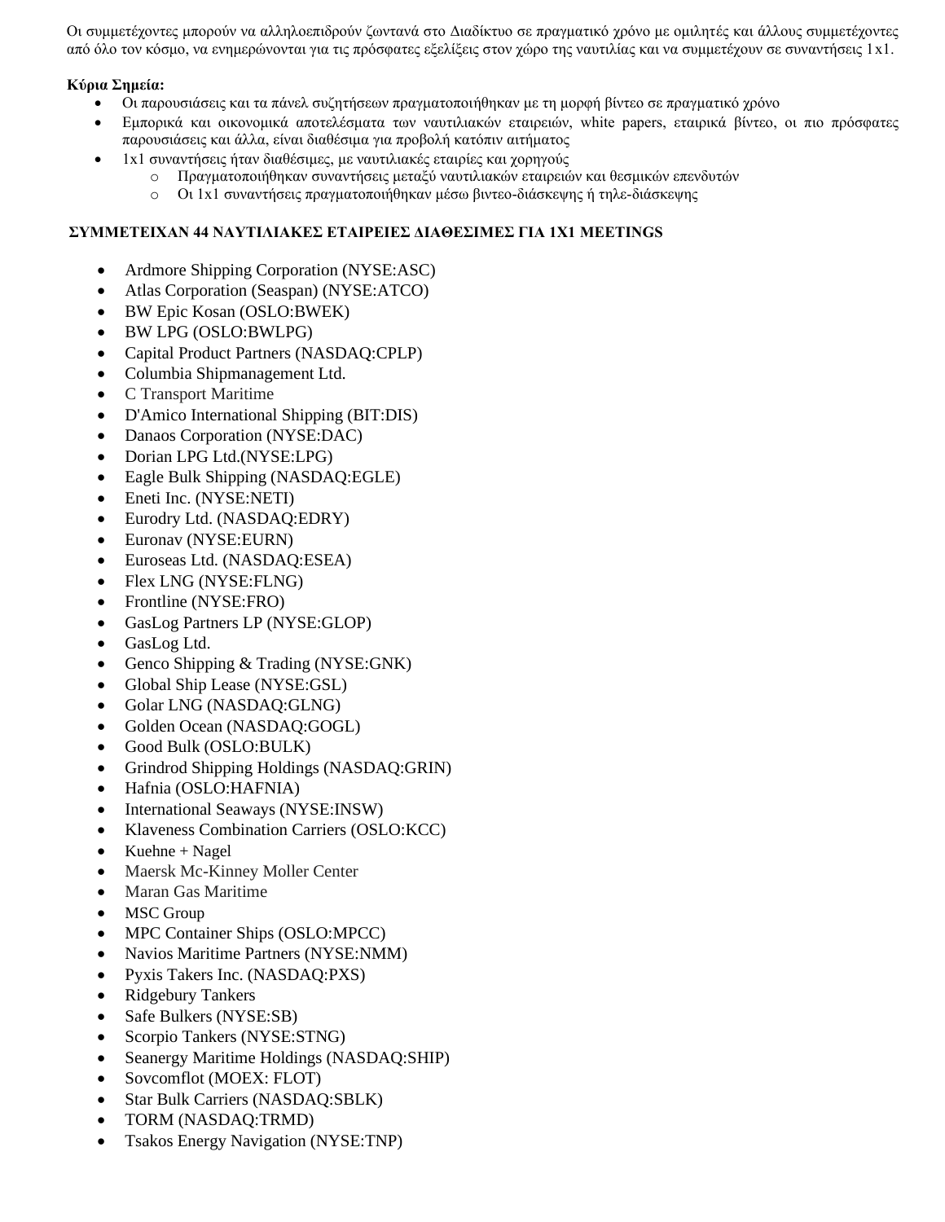Οι συμμετέχοντες μπορούν να αλληλοεπιδρούν ζωντανά στο Διαδίκτυο σε πραγματικό χρόνο με ομιλητές και άλλους συμμετέχοντες από όλο τον κόσμο, να ενημερώνονται για τις πρόσφατες εξελίξεις στον χώρο της ναυτιλίας και να συμμετέχουν σε συναντήσεις 1x1.

**Κύρια Σημεία:**

- Οι παρουσιάσεις και τα πάνελ συζητήσεων πραγματοποιήθηκαν με τη μορφή βίντεο σε πραγματικό χρόνο
- Εμπορικά και οικονομικά αποτελέσματα των ναυτιλιακών εταιρειών, white papers, εταιρικά βίντεο, οι πιο πρόσφατες παρουσιάσεις και άλλα, είναι διαθέσιμα για προβολή κατόπιν αιτήματος
- 1x1 συναντήσεις ήταν διαθέσιμες, με ναυτιλιακές εταιρίες και χορηγούς
  - Πραγματοποιήθηκαν συναντήσεις μεταξύ ναυτιλιακών εταιρειών και θεσμικών επενδυτών
  - Οι 1x1 συναντήσεις πραγματοποιήθηκαν μέσω βιντεο-διάσκεψης ή τηλε-διάσκεψης

**ΣΥΜΜΕΤΕΙΧΑΝ 44 ΝΑΥΤΙΛΙΑΚΕΣ ΕΤΑΙΡΕΙΕΣ ΔΙΑΘΕΣΙΜΕΣ ΓΙΑ 1X1 MEETINGS**

- Ardmore Shipping Corporation (NYSE:ASC)
- Atlas Corporation (Seaspan) (NYSE:ATCO)
- BW Epic Kosan (OSLO:BWEK)
- BW LPG (OSLO:BWLPG)
- Capital Product Partners (NASDAQ:CPLP)
- Columbia Shipmanagement Ltd.
- C Transport Maritime
- D'Amico International Shipping (BIT:DIS)
- Danaos Corporation (NYSE:DAC)
- Dorian LPG Ltd.(NYSE:LPG)
- Eagle Bulk Shipping (NASDAQ:EGLE)
- Eneti Inc. (NYSE:NETI)
- Eurodry Ltd. (NASDAQ:EDRY)
- Euronav (NYSE:EURN)
- Euroseas Ltd. (NASDAQ:ESEA)
- Flex LNG (NYSE:FLNG)
- Frontline (NYSE:FRO)
- GasLog Partners LP (NYSE:GLOP)
- GasLog Ltd.
- Genco Shipping & Trading (NYSE:GNK)
- Global Ship Lease (NYSE:GSL)
- Golar LNG (NASDAQ:GLNG)
- Golden Ocean (NASDAQ:GOGL)
- Good Bulk (OSLO:BULK)
- Grindrod Shipping Holdings (NASDAQ:GRIN)
- Hafnia (OSLO:HAFNIA)
- International Seaways (NYSE:INSW)
- Klaveness Combination Carriers (OSLO:KCC)
- Kuehne + Nagel
- Maersk Mc-Kinney Moller Center
- Maran Gas Maritime
- MSC Group
- MPC Container Ships (OSLO:MPCC)
- Navios Maritime Partners (NYSE:NMM)
- Pyxis Takers Inc. (NASDAQ:PXS)
- Ridgebury Tankers
- Safe Bulkers (NYSE:SB)
- Scorpio Tankers (NYSE:STNG)
- Seanergy Maritime Holdings (NASDAQ:SHIP)
- Sovcomflot (MOEX: FLOT)
- Star Bulk Carriers (NASDAQ:SBLK)
- TORM (NASDAQ:TRMD)
- Tsakos Energy Navigation (NYSE:TNP)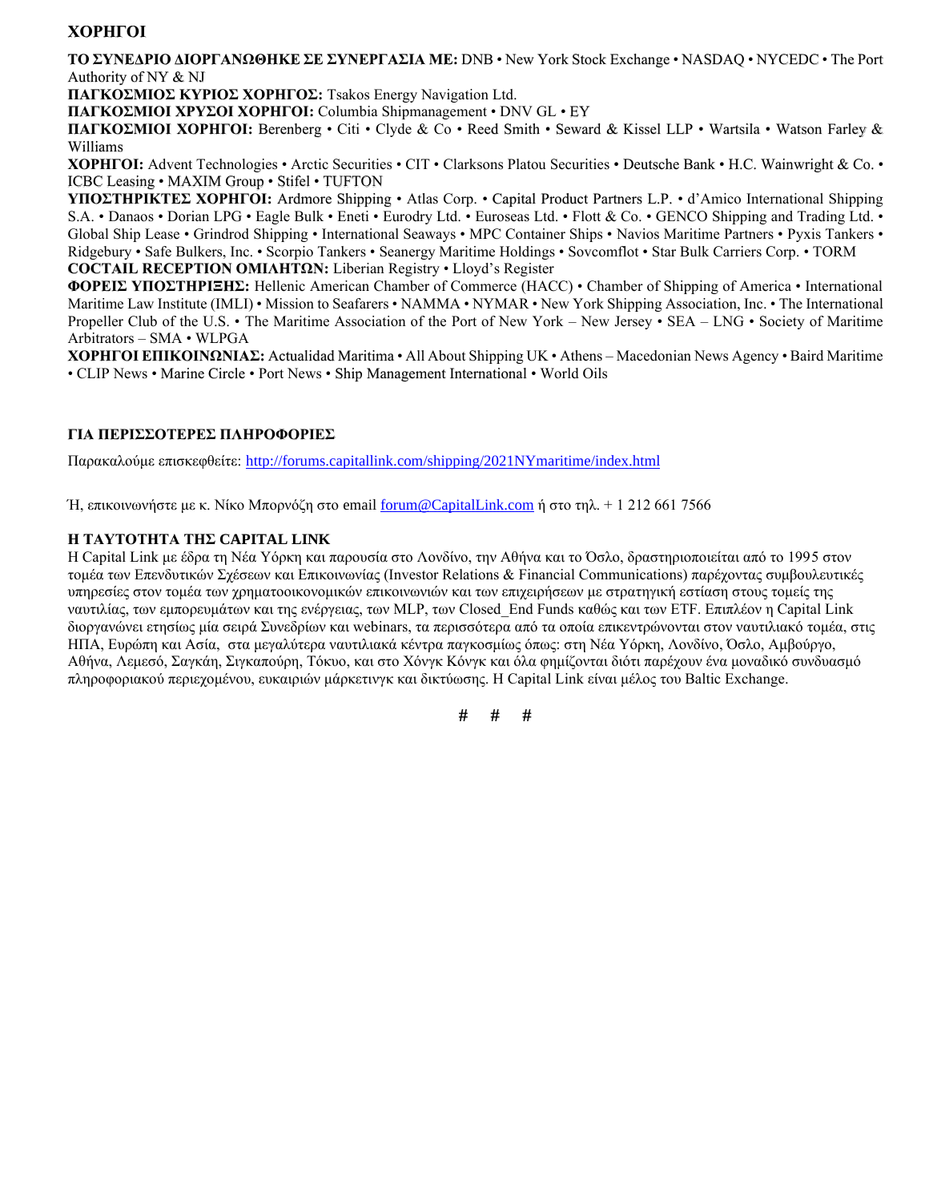## ΧΟΡΗΓΟΙ

**ΤΟ ΣΥΝΕΔΡΙΟ ΔΙΟΡΓΑΝΩΘΗΚΕ ΣΕ ΣΥΝΕΡΓΑΣΙΑ ΜΕ:** DNB • New York Stock Exchange • NASDAQ • NYCEDC • The Port Authority of NY & NJ

**ΠΑΓΚΟΣΜΙΟΣ ΚΥΡΙΟΣ ΧΟΡΗΓΟΣ:** Tsakos Energy Navigation Ltd.

**ΠΑΓΚΟΣΜΙΟΙ ΧΡΥΣΟΙ ΧΟΡΗΓΟΙ:** Columbia Shipmanagement • DNV GL • EY

**ΠΑΓΚΟΣΜΙΟΙ ΧΟΡΗΓΟΙ:** Berenberg • Citi • Clyde & Co • Reed Smith • Seward & Kissel LLP • Wartsila • Watson Farley & Williams

**ΧΟΡΗΓΟΙ:** Advent Technologies • Arctic Securities • CIT • Clarksons Platou Securities • Deutsche Bank • H.C. Wainwright & Co. • ICBC Leasing • MAXIM Group • Stifel • TUFTON

**ΥΠΟΣΤΗΡΙΚΤΕΣ ΧΟΡΗΓΟΙ:** Ardmore Shipping • Atlas Corp. • Capital Product Partners L.P. • d'Amico International Shipping S.A. • Danaos • Dorian LPG • Eagle Bulk • Eneti • Eurodry Ltd. • Euroseas Ltd. • Flott & Co. • GENCO Shipping and Trading Ltd. • Global Ship Lease • Grindrod Shipping • International Seaways • MPC Container Ships • Navios Maritime Partners • Pyxis Tankers • Ridgebury • Safe Bulkers, Inc. • Scorpio Tankers • Seanergy Maritime Holdings • Sovcomflot • Star Bulk Carriers Corp. • TORM

**COCTAIL RECEPTION ΟΜΙΛΗΤΩΝ:** Liberian Registry • Lloyd's Register

**ΦΟΡΕΙΣ ΥΠΟΣΤΗΡΙΞΗΣ:** Hellenic American Chamber of Commerce (HACC) • Chamber of Shipping of America • International Maritime Law Institute (IMLI) • Mission to Seafarers • NAMMA • NYMAR • New York Shipping Association, Inc. • The International Propeller Club of the U.S. • The Maritime Association of the Port of New York – New Jersey • SEA – LNG • Society of Maritime Arbitrators – SMA • WLPGA

**ΧΟΡΗΓΟΙ ΕΠΙΚΟΙΝΩΝΙΑΣ:** Actualidad Maritima • All About Shipping UK • Athens – Macedonian News Agency • Baird Maritime • CLIP News • Marine Circle • Port News • Ship Management International • World Oils

### ΓΙΑ ΠΕΡΙΣΣΟΤΕΡΕΣ ΠΛΗΡΟΦΟΡΙΕΣ

Παρακαλούμε επισκεφθείτε: http://forums.capitallink.com/shipping/2021NYmaritime/index.html

Ή, επικοινωνήστε με κ. Νίκο Μπορνόζη στο email forum@CapitalLink.com ή στο τηλ. + 1 212 661 7566

### Η ΤΑΥΤΟΤΗΤΑ ΤΗΣ CAPITAL LINK

Η Capital Link με έδρα τη Νέα Υόρκη και παρουσία στο Λονδίνο, την Αθήνα και το Όσλο, δραστηριοποιείται από το 1995 στον τομέα των Επενδυτικών Σχέσεων και Επικοινωνίας (Investor Relations & Financial Communications) παρέχοντας συμβουλευτικές υπηρεσίες στον τομέα των χρηματοοικονομικών επικοινωνιών και των επιχειρήσεων με στρατηγική εστίαση στους τομείς της ναυτιλίας, των εμπορευμάτων και της ενέργειας, των MLP, των Closed_End Funds καθώς και των ETF. Επιπλέον η Capital Link διοργανώνει ετησίως μία σειρά Συνεδρίων και webinars, τα περισσότερα από τα οποία επικεντρώνονται στον ναυτιλιακό τομέα, στις ΗΠΑ, Ευρώπη και Ασία, στα μεγαλύτερα ναυτιλιακά κέντρα παγκοσμίως όπως: στη Νέα Υόρκη, Λονδίνο, Όσλο, Αμβούργο, Αθήνα, Λεμεσό, Σαγκάη, Σιγκαπούρη, Τόκυο, και στο Χόνγκ Κόνγκ και όλα φημίζονται διότι παρέχουν ένα μοναδικό συνδυασμό πληροφοριακού περιεχομένου, ευκαιριών μάρκετινγκ και δικτύωσης. Η Capital Link είναι μέλος του Baltic Exchange.

# # #